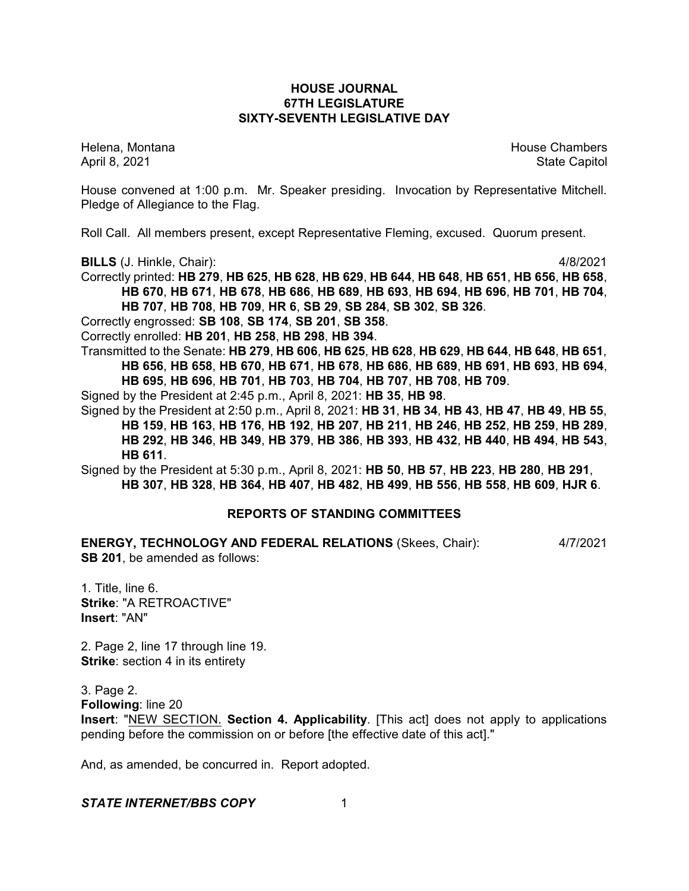# HOUSE JOURNAL
## 67TH LEGISLATURE
## SIXTY-SEVENTH LEGISLATIVE DAY

Helena, Montana House Chambers
April 8, 2021 State Capitol

House convened at 1:00 p.m. Mr. Speaker presiding. Invocation by Representative Mitchell. Pledge of Allegiance to the Flag.

Roll Call. All members present, except Representative Fleming, excused. Quorum present.

**BILLS** (J. Hinkle, Chair): 4/8/2021

Correctly printed: **HB 279**, **HB 625**, **HB 628**, **HB 629**, **HB 644**, **HB 648**, **HB 651**, **HB 656**, **HB 658**, **HB 670**, **HB 671**, **HB 678**, **HB 686**, **HB 689**, **HB 693**, **HB 694**, **HB 696**, **HB 701**, **HB 704**, **HB 707**, **HB 708**, **HB 709**, **HR 6**, **SB 29**, **SB 284**, **SB 302**, **SB 326**.

Correctly engrossed: **SB 108**, **SB 174**, **SB 201**, **SB 358**.

Correctly enrolled: **HB 201**, **HB 258**, **HB 298**, **HB 394**.

Transmitted to the Senate: **HB 279**, **HB 606**, **HB 625**, **HB 628**, **HB 629**, **HB 644**, **HB 648**, **HB 651**, **HB 656**, **HB 658**, **HB 670**, **HB 671**, **HB 678**, **HB 686**, **HB 689**, **HB 691**, **HB 693**, **HB 694**, **HB 695**, **HB 696**, **HB 701**, **HB 703**, **HB 704**, **HB 707**, **HB 708**, **HB 709**.

Signed by the President at 2:45 p.m., April 8, 2021: **HB 35**, **HB 98**.

Signed by the President at 2:50 p.m., April 8, 2021: **HB 31**, **HB 34**, **HB 43**, **HB 47**, **HB 49**, **HB 55**, **HB 159**, **HB 163**, **HB 176**, **HB 192**, **HB 207**, **HB 211**, **HB 246**, **HB 252**, **HB 259**, **HB 289**, **HB 292**, **HB 346**, **HB 349**, **HB 379**, **HB 386**, **HB 393**, **HB 432**, **HB 440**, **HB 494**, **HB 543**, **HB 611**.

Signed by the President at 5:30 p.m., April 8, 2021: **HB 50**, **HB 57**, **HB 223**, **HB 280**, **HB 291**, **HB 307**, **HB 328**, **HB 364**, **HB 407**, **HB 482**, **HB 499**, **HB 556**, **HB 558**, **HB 609**, **HJR 6**.

## REPORTS OF STANDING COMMITTEES

**ENERGY, TECHNOLOGY AND FEDERAL RELATIONS** (Skees, Chair): 4/7/2021

**SB 201**, be amended as follows:

1. Title, line 6.
**Strike**: "A RETROACTIVE"
**Insert**: "AN"

2. Page 2, line 17 through line 19.
**Strike**: section 4 in its entirety

3. Page 2.
**Following**: line 20
**Insert**: "NEW SECTION. **Section 4. Applicability**. [This act] does not apply to applications pending before the commission on or before [the effective date of this act]."

And, as amended, be concurred in. Report adopted.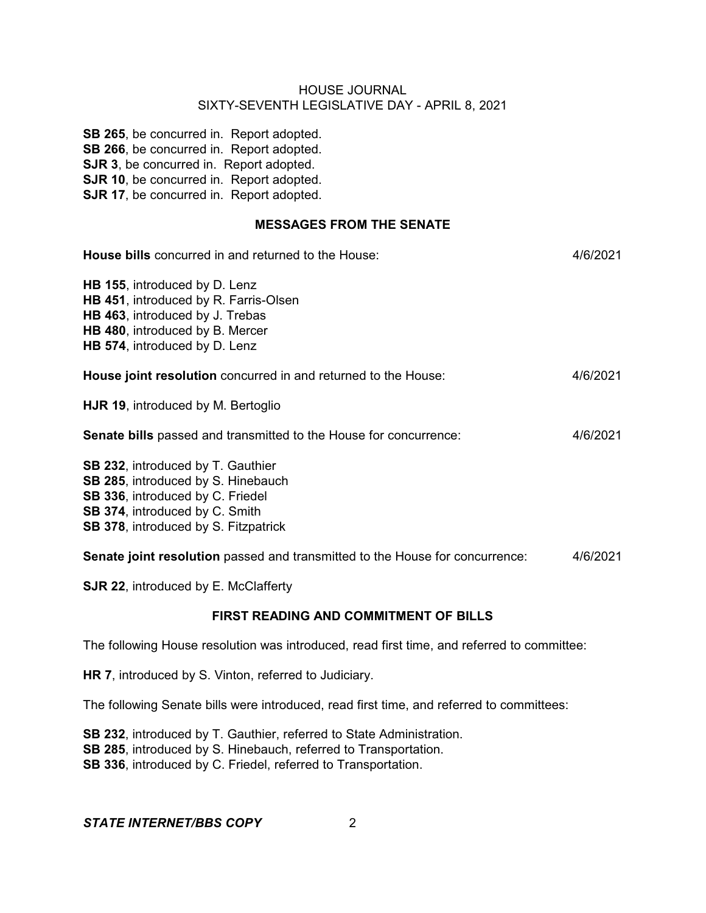**SB 265**, be concurred in. Report adopted.
**SB 266**, be concurred in. Report adopted.
**SJR 3**, be concurred in. Report adopted.
**SJR 10**, be concurred in. Report adopted.
**SJR 17**, be concurred in. Report adopted.

## MESSAGES FROM THE SENATE

**House bills** concurred in and returned to the House: 4/6/2021

**HB 155**, introduced by D. Lenz
**HB 451**, introduced by R. Farris-Olsen
**HB 463**, introduced by J. Trebas
**HB 480**, introduced by B. Mercer
**HB 574**, introduced by D. Lenz

**House joint resolution** concurred in and returned to the House: 4/6/2021

**HJR 19**, introduced by M. Bertoglio

**Senate bills** passed and transmitted to the House for concurrence: 4/6/2021

**SB 232**, introduced by T. Gauthier
**SB 285**, introduced by S. Hinebauch
**SB 336**, introduced by C. Friedel
**SB 374**, introduced by C. Smith
**SB 378**, introduced by S. Fitzpatrick

**Senate joint resolution** passed and transmitted to the House for concurrence: 4/6/2021

**SJR 22**, introduced by E. McClafferty

## FIRST READING AND COMMITMENT OF BILLS

The following House resolution was introduced, read first time, and referred to committee:

**HR 7**, introduced by S. Vinton, referred to Judiciary.

The following Senate bills were introduced, read first time, and referred to committees:

**SB 232**, introduced by T. Gauthier, referred to State Administration.
**SB 285**, introduced by S. Hinebauch, referred to Transportation.
**SB 336**, introduced by C. Friedel, referred to Transportation.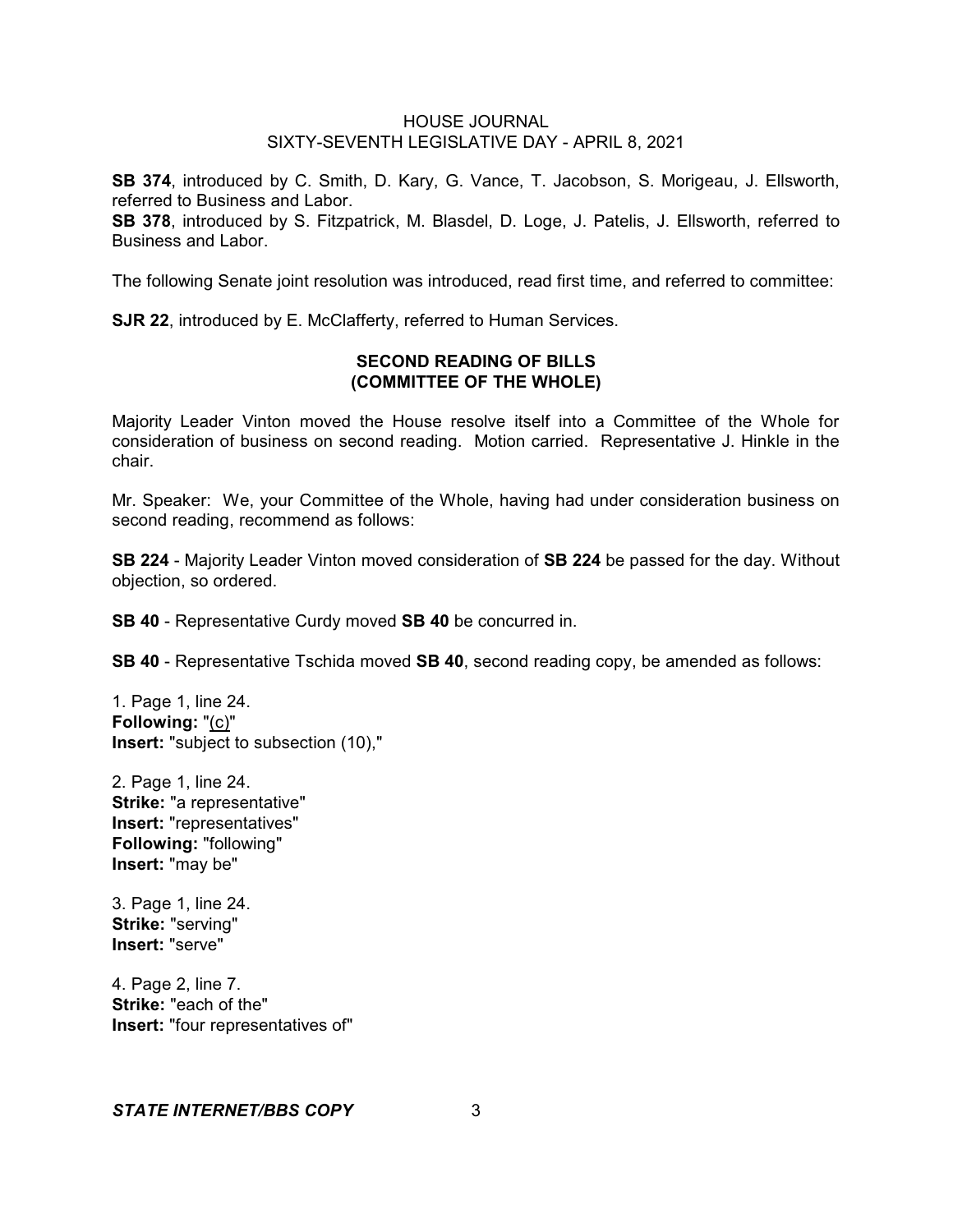**SB 374**, introduced by C. Smith, D. Kary, G. Vance, T. Jacobson, S. Morigeau, J. Ellsworth, referred to Business and Labor.
**SB 378**, introduced by S. Fitzpatrick, M. Blasdel, D. Loge, J. Patelis, J. Ellsworth, referred to Business and Labor.

The following Senate joint resolution was introduced, read first time, and referred to committee:

**SJR 22**, introduced by E. McClafferty, referred to Human Services.

## SECOND READING OF BILLS (COMMITTEE OF THE WHOLE)

Majority Leader Vinton moved the House resolve itself into a Committee of the Whole for consideration of business on second reading. Motion carried. Representative J. Hinkle in the chair.

Mr. Speaker: We, your Committee of the Whole, having had under consideration business on second reading, recommend as follows:

**SB 224** - Majority Leader Vinton moved consideration of **SB 224** be passed for the day. Without objection, so ordered.

**SB 40** - Representative Curdy moved **SB 40** be concurred in.

**SB 40** - Representative Tschida moved **SB 40**, second reading copy, be amended as follows:

1. Page 1, line 24.
**Following:** "(c)"
**Insert:** "subject to subsection (10),"

2. Page 1, line 24.
**Strike:** "a representative"
**Insert:** "representatives"
**Following:** "following"
**Insert:** "may be"

3. Page 1, line 24.
**Strike:** "serving"
**Insert:** "serve"

4. Page 2, line 7.
**Strike:** "each of the"
**Insert:** "four representatives of"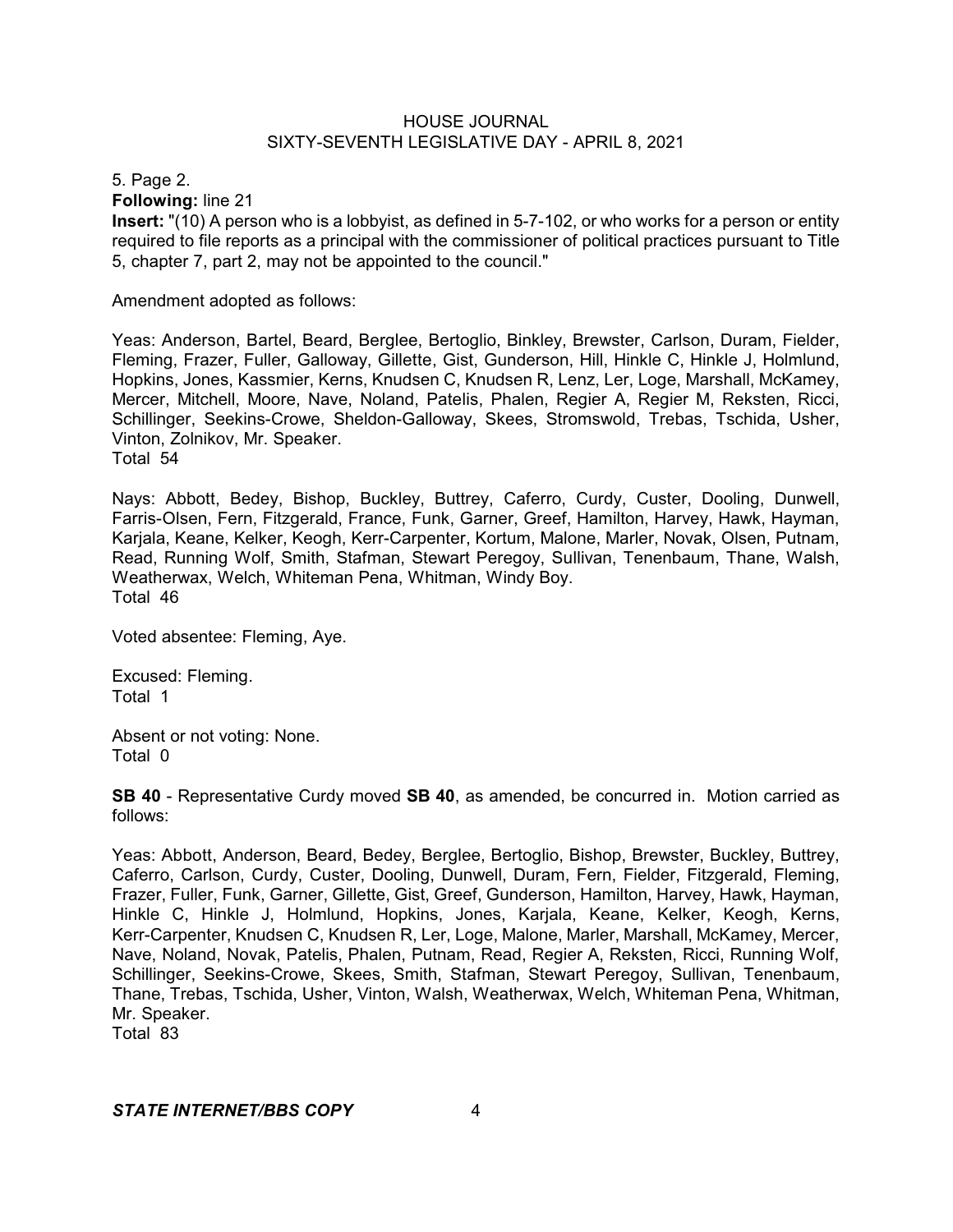5. Page 2.

**Following:** line 21

**Insert:** "(10) A person who is a lobbyist, as defined in 5-7-102, or who works for a person or entity required to file reports as a principal with the commissioner of political practices pursuant to Title 5, chapter 7, part 2, may not be appointed to the council."

Amendment adopted as follows:

Yeas: Anderson, Bartel, Beard, Berglee, Bertoglio, Binkley, Brewster, Carlson, Duram, Fielder, Fleming, Frazer, Fuller, Galloway, Gillette, Gist, Gunderson, Hill, Hinkle C, Hinkle J, Holmlund, Hopkins, Jones, Kassmier, Kerns, Knudsen C, Knudsen R, Lenz, Ler, Loge, Marshall, McKamey, Mercer, Mitchell, Moore, Nave, Noland, Patelis, Phalen, Regier A, Regier M, Reksten, Ricci, Schillinger, Seekins-Crowe, Sheldon-Galloway, Skees, Stromswold, Trebas, Tschida, Usher, Vinton, Zolnikov, Mr. Speaker.
Total 54

Nays: Abbott, Bedey, Bishop, Buckley, Buttrey, Caferro, Curdy, Custer, Dooling, Dunwell, Farris-Olsen, Fern, Fitzgerald, France, Funk, Garner, Greef, Hamilton, Harvey, Hawk, Hayman, Karjala, Keane, Kelker, Keogh, Kerr-Carpenter, Kortum, Malone, Marler, Novak, Olsen, Putnam, Read, Running Wolf, Smith, Stafman, Stewart Peregoy, Sullivan, Tenenbaum, Thane, Walsh, Weatherwax, Welch, Whiteman Pena, Whitman, Windy Boy.
Total 46

Voted absentee: Fleming, Aye.

Excused: Fleming.
Total 1

Absent or not voting: None.
Total 0

**SB 40** - Representative Curdy moved **SB 40**, as amended, be concurred in. Motion carried as follows:

Yeas: Abbott, Anderson, Beard, Bedey, Berglee, Bertoglio, Bishop, Brewster, Buckley, Buttrey, Caferro, Carlson, Curdy, Custer, Dooling, Dunwell, Duram, Fern, Fielder, Fitzgerald, Fleming, Frazer, Fuller, Funk, Garner, Gillette, Gist, Greef, Gunderson, Hamilton, Harvey, Hawk, Hayman, Hinkle C, Hinkle J, Holmlund, Hopkins, Jones, Karjala, Keane, Kelker, Keogh, Kerns, Kerr-Carpenter, Knudsen C, Knudsen R, Ler, Loge, Malone, Marler, Marshall, McKamey, Mercer, Nave, Noland, Novak, Patelis, Phalen, Putnam, Read, Regier A, Reksten, Ricci, Running Wolf, Schillinger, Seekins-Crowe, Skees, Smith, Stafman, Stewart Peregoy, Sullivan, Tenenbaum, Thane, Trebas, Tschida, Usher, Vinton, Walsh, Weatherwax, Welch, Whiteman Pena, Whitman, Mr. Speaker.
Total 83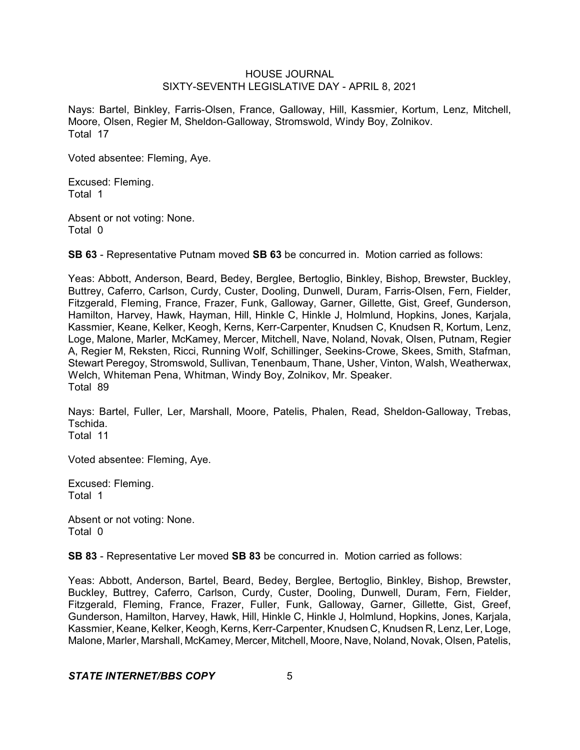Nays: Bartel, Binkley, Farris-Olsen, France, Galloway, Hill, Kassmier, Kortum, Lenz, Mitchell, Moore, Olsen, Regier M, Sheldon-Galloway, Stromswold, Windy Boy, Zolnikov.
Total 17

Voted absentee: Fleming, Aye.

Excused: Fleming.
Total 1

Absent or not voting: None.
Total 0

**SB 63** - Representative Putnam moved **SB 63** be concurred in. Motion carried as follows:

Yeas: Abbott, Anderson, Beard, Bedey, Berglee, Bertoglio, Binkley, Bishop, Brewster, Buckley, Buttrey, Caferro, Carlson, Curdy, Custer, Dooling, Dunwell, Duram, Farris-Olsen, Fern, Fielder, Fitzgerald, Fleming, France, Frazer, Funk, Galloway, Garner, Gillette, Gist, Greef, Gunderson, Hamilton, Harvey, Hawk, Hayman, Hill, Hinkle C, Hinkle J, Holmlund, Hopkins, Jones, Karjala, Kassmier, Keane, Kelker, Keogh, Kerns, Kerr-Carpenter, Knudsen C, Knudsen R, Kortum, Lenz, Loge, Malone, Marler, McKamey, Mercer, Mitchell, Nave, Noland, Novak, Olsen, Putnam, Regier A, Regier M, Reksten, Ricci, Running Wolf, Schillinger, Seekins-Crowe, Skees, Smith, Stafman, Stewart Peregoy, Stromswold, Sullivan, Tenenbaum, Thane, Usher, Vinton, Walsh, Weatherwax, Welch, Whiteman Pena, Whitman, Windy Boy, Zolnikov, Mr. Speaker.
Total 89

Nays: Bartel, Fuller, Ler, Marshall, Moore, Patelis, Phalen, Read, Sheldon-Galloway, Trebas, Tschida.
Total 11

Voted absentee: Fleming, Aye.

Excused: Fleming.
Total 1

Absent or not voting: None.
Total 0

**SB 83** - Representative Ler moved **SB 83** be concurred in. Motion carried as follows:

Yeas: Abbott, Anderson, Bartel, Beard, Bedey, Berglee, Bertoglio, Binkley, Bishop, Brewster, Buckley, Buttrey, Caferro, Carlson, Curdy, Custer, Dooling, Dunwell, Duram, Fern, Fielder, Fitzgerald, Fleming, France, Frazer, Fuller, Funk, Galloway, Garner, Gillette, Gist, Greef, Gunderson, Hamilton, Harvey, Hawk, Hill, Hinkle C, Hinkle J, Holmlund, Hopkins, Jones, Karjala, Kassmier, Keane, Kelker, Keogh, Kerns, Kerr-Carpenter, Knudsen C, Knudsen R, Lenz, Ler, Loge, Malone, Marler, Marshall, McKamey, Mercer, Mitchell, Moore, Nave, Noland, Novak, Olsen, Patelis,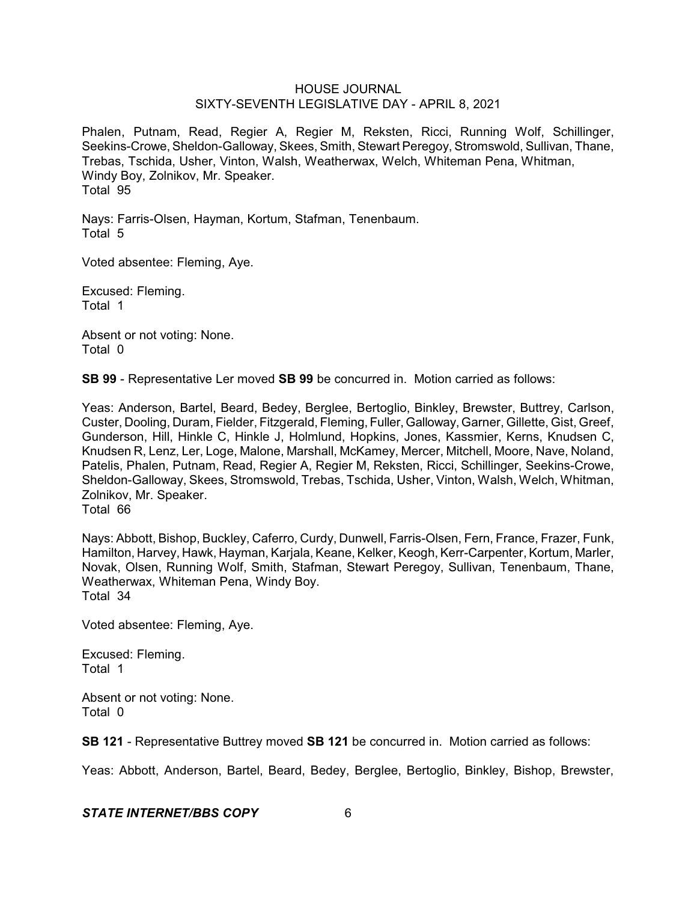Phalen, Putnam, Read, Regier A, Regier M, Reksten, Ricci, Running Wolf, Schillinger, Seekins-Crowe, Sheldon-Galloway, Skees, Smith, Stewart Peregoy, Stromswold, Sullivan, Thane, Trebas, Tschida, Usher, Vinton, Walsh, Weatherwax, Welch, Whiteman Pena, Whitman, Windy Boy, Zolnikov, Mr. Speaker.
Total 95

Nays: Farris-Olsen, Hayman, Kortum, Stafman, Tenenbaum.
Total 5

Voted absentee: Fleming, Aye.

Excused: Fleming.
Total 1

Absent or not voting: None.
Total 0

**SB 99** - Representative Ler moved **SB 99** be concurred in. Motion carried as follows:

Yeas: Anderson, Bartel, Beard, Bedey, Berglee, Bertoglio, Binkley, Brewster, Buttrey, Carlson, Custer, Dooling, Duram, Fielder, Fitzgerald, Fleming, Fuller, Galloway, Garner, Gillette, Gist, Greef, Gunderson, Hill, Hinkle C, Hinkle J, Holmlund, Hopkins, Jones, Kassmier, Kerns, Knudsen C, Knudsen R, Lenz, Ler, Loge, Malone, Marshall, McKamey, Mercer, Mitchell, Moore, Nave, Noland, Patelis, Phalen, Putnam, Read, Regier A, Regier M, Reksten, Ricci, Schillinger, Seekins-Crowe, Sheldon-Galloway, Skees, Stromswold, Trebas, Tschida, Usher, Vinton, Walsh, Welch, Whitman, Zolnikov, Mr. Speaker.
Total 66

Nays: Abbott, Bishop, Buckley, Caferro, Curdy, Dunwell, Farris-Olsen, Fern, France, Frazer, Funk, Hamilton, Harvey, Hawk, Hayman, Karjala, Keane, Kelker, Keogh, Kerr-Carpenter, Kortum, Marler, Novak, Olsen, Running Wolf, Smith, Stafman, Stewart Peregoy, Sullivan, Tenenbaum, Thane, Weatherwax, Whiteman Pena, Windy Boy.
Total 34

Voted absentee: Fleming, Aye.

Excused: Fleming.
Total 1

Absent or not voting: None.
Total 0

**SB 121** - Representative Buttrey moved **SB 121** be concurred in. Motion carried as follows:

Yeas: Abbott, Anderson, Bartel, Beard, Bedey, Berglee, Bertoglio, Binkley, Bishop, Brewster,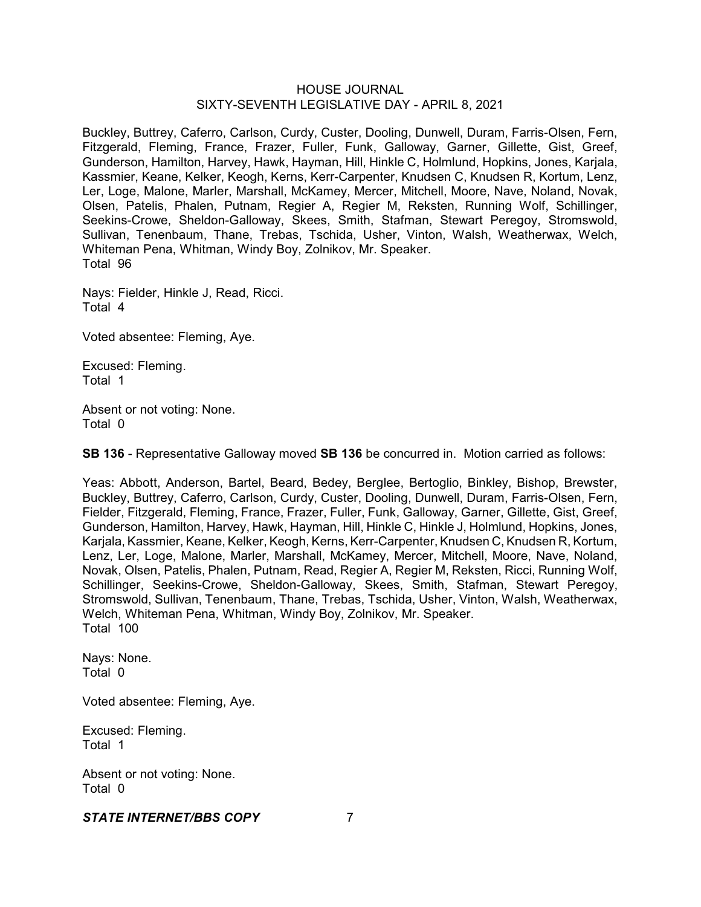Buckley, Buttrey, Caferro, Carlson, Curdy, Custer, Dooling, Dunwell, Duram, Farris-Olsen, Fern, Fitzgerald, Fleming, France, Frazer, Fuller, Funk, Galloway, Garner, Gillette, Gist, Greef, Gunderson, Hamilton, Harvey, Hawk, Hayman, Hill, Hinkle C, Holmlund, Hopkins, Jones, Karjala, Kassmier, Keane, Kelker, Keogh, Kerns, Kerr-Carpenter, Knudsen C, Knudsen R, Kortum, Lenz, Ler, Loge, Malone, Marler, Marshall, McKamey, Mercer, Mitchell, Moore, Nave, Noland, Novak, Olsen, Patelis, Phalen, Putnam, Regier A, Regier M, Reksten, Running Wolf, Schillinger, Seekins-Crowe, Sheldon-Galloway, Skees, Smith, Stafman, Stewart Peregoy, Stromswold, Sullivan, Tenenbaum, Thane, Trebas, Tschida, Usher, Vinton, Walsh, Weatherwax, Welch, Whiteman Pena, Whitman, Windy Boy, Zolnikov, Mr. Speaker.
Total 96

Nays: Fielder, Hinkle J, Read, Ricci.
Total 4

Voted absentee: Fleming, Aye.

Excused: Fleming.
Total 1

Absent or not voting: None.
Total 0

**SB 136** - Representative Galloway moved **SB 136** be concurred in. Motion carried as follows:

Yeas: Abbott, Anderson, Bartel, Beard, Bedey, Berglee, Bertoglio, Binkley, Bishop, Brewster, Buckley, Buttrey, Caferro, Carlson, Curdy, Custer, Dooling, Dunwell, Duram, Farris-Olsen, Fern, Fielder, Fitzgerald, Fleming, France, Frazer, Fuller, Funk, Galloway, Garner, Gillette, Gist, Greef, Gunderson, Hamilton, Harvey, Hawk, Hayman, Hill, Hinkle C, Hinkle J, Holmlund, Hopkins, Jones, Karjala, Kassmier, Keane, Kelker, Keogh, Kerns, Kerr-Carpenter, Knudsen C, Knudsen R, Kortum, Lenz, Ler, Loge, Malone, Marler, Marshall, McKamey, Mercer, Mitchell, Moore, Nave, Noland, Novak, Olsen, Patelis, Phalen, Putnam, Read, Regier A, Regier M, Reksten, Ricci, Running Wolf, Schillinger, Seekins-Crowe, Sheldon-Galloway, Skees, Smith, Stafman, Stewart Peregoy, Stromswold, Sullivan, Tenenbaum, Thane, Trebas, Tschida, Usher, Vinton, Walsh, Weatherwax, Welch, Whiteman Pena, Whitman, Windy Boy, Zolnikov, Mr. Speaker.
Total 100

Nays: None.
Total 0

Voted absentee: Fleming, Aye.

Excused: Fleming.
Total 1

Absent or not voting: None.
Total 0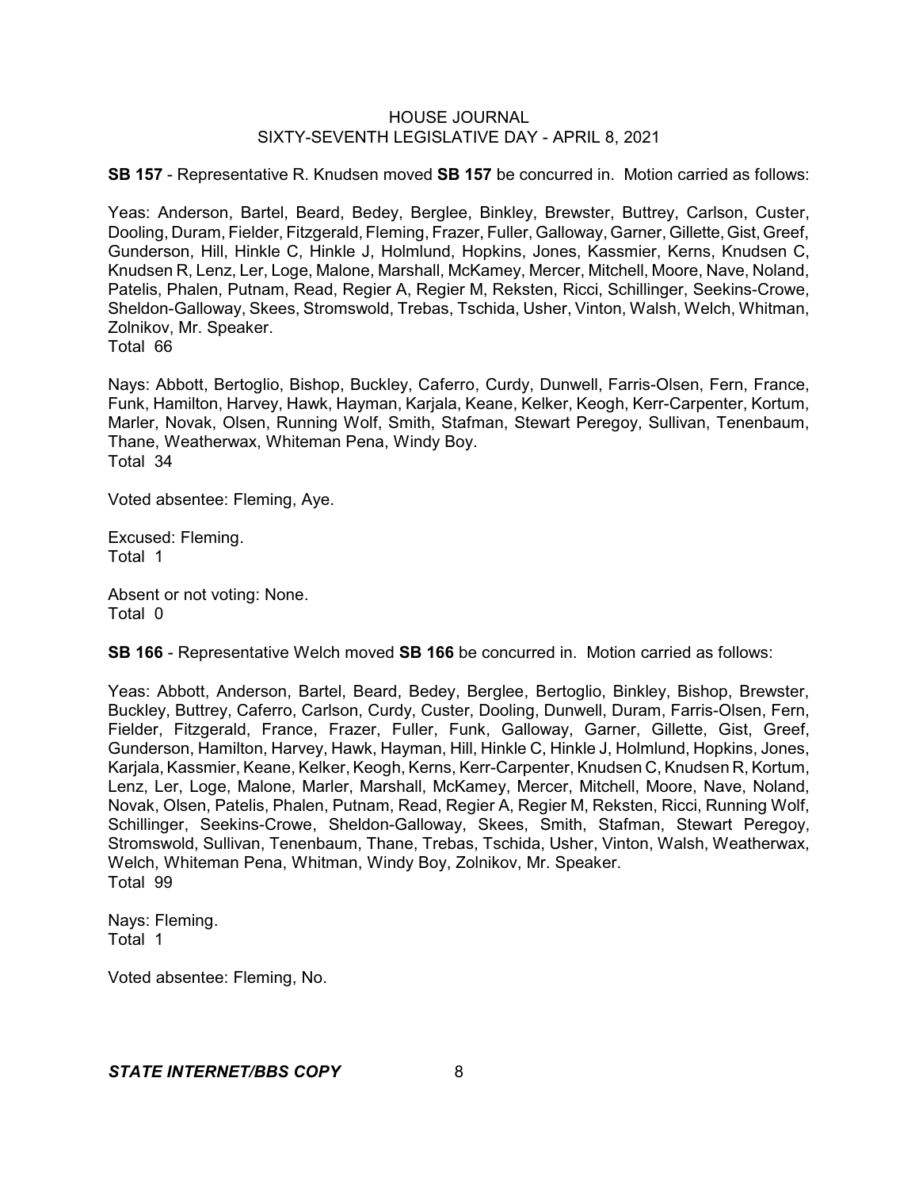**SB 157** - Representative R. Knudsen moved **SB 157** be concurred in. Motion carried as follows:

Yeas: Anderson, Bartel, Beard, Bedey, Berglee, Binkley, Brewster, Buttrey, Carlson, Custer, Dooling, Duram, Fielder, Fitzgerald, Fleming, Frazer, Fuller, Galloway, Garner, Gillette, Gist, Greef, Gunderson, Hill, Hinkle C, Hinkle J, Holmlund, Hopkins, Jones, Kassmier, Kerns, Knudsen C, Knudsen R, Lenz, Ler, Loge, Malone, Marshall, McKamey, Mercer, Mitchell, Moore, Nave, Noland, Patelis, Phalen, Putnam, Read, Regier A, Regier M, Reksten, Ricci, Schillinger, Seekins-Crowe, Sheldon-Galloway, Skees, Stromswold, Trebas, Tschida, Usher, Vinton, Walsh, Welch, Whitman, Zolnikov, Mr. Speaker.
Total 66

Nays: Abbott, Bertoglio, Bishop, Buckley, Caferro, Curdy, Dunwell, Farris-Olsen, Fern, France, Funk, Hamilton, Harvey, Hawk, Hayman, Karjala, Keane, Kelker, Keogh, Kerr-Carpenter, Kortum, Marler, Novak, Olsen, Running Wolf, Smith, Stafman, Stewart Peregoy, Sullivan, Tenenbaum, Thane, Weatherwax, Whiteman Pena, Windy Boy.
Total 34

Voted absentee: Fleming, Aye.

Excused: Fleming.
Total 1

Absent or not voting: None.
Total 0

**SB 166** - Representative Welch moved **SB 166** be concurred in. Motion carried as follows:

Yeas: Abbott, Anderson, Bartel, Beard, Bedey, Berglee, Bertoglio, Binkley, Bishop, Brewster, Buckley, Buttrey, Caferro, Carlson, Curdy, Custer, Dooling, Dunwell, Duram, Farris-Olsen, Fern, Fielder, Fitzgerald, France, Frazer, Fuller, Funk, Galloway, Garner, Gillette, Gist, Greef, Gunderson, Hamilton, Harvey, Hawk, Hayman, Hill, Hinkle C, Hinkle J, Holmlund, Hopkins, Jones, Karjala, Kassmier, Keane, Kelker, Keogh, Kerns, Kerr-Carpenter, Knudsen C, Knudsen R, Kortum, Lenz, Ler, Loge, Malone, Marler, Marshall, McKamey, Mercer, Mitchell, Moore, Nave, Noland, Novak, Olsen, Patelis, Phalen, Putnam, Read, Regier A, Regier M, Reksten, Ricci, Running Wolf, Schillinger, Seekins-Crowe, Sheldon-Galloway, Skees, Smith, Stafman, Stewart Peregoy, Stromswold, Sullivan, Tenenbaum, Thane, Trebas, Tschida, Usher, Vinton, Walsh, Weatherwax, Welch, Whiteman Pena, Whitman, Windy Boy, Zolnikov, Mr. Speaker.
Total 99

Nays: Fleming.
Total 1

Voted absentee: Fleming, No.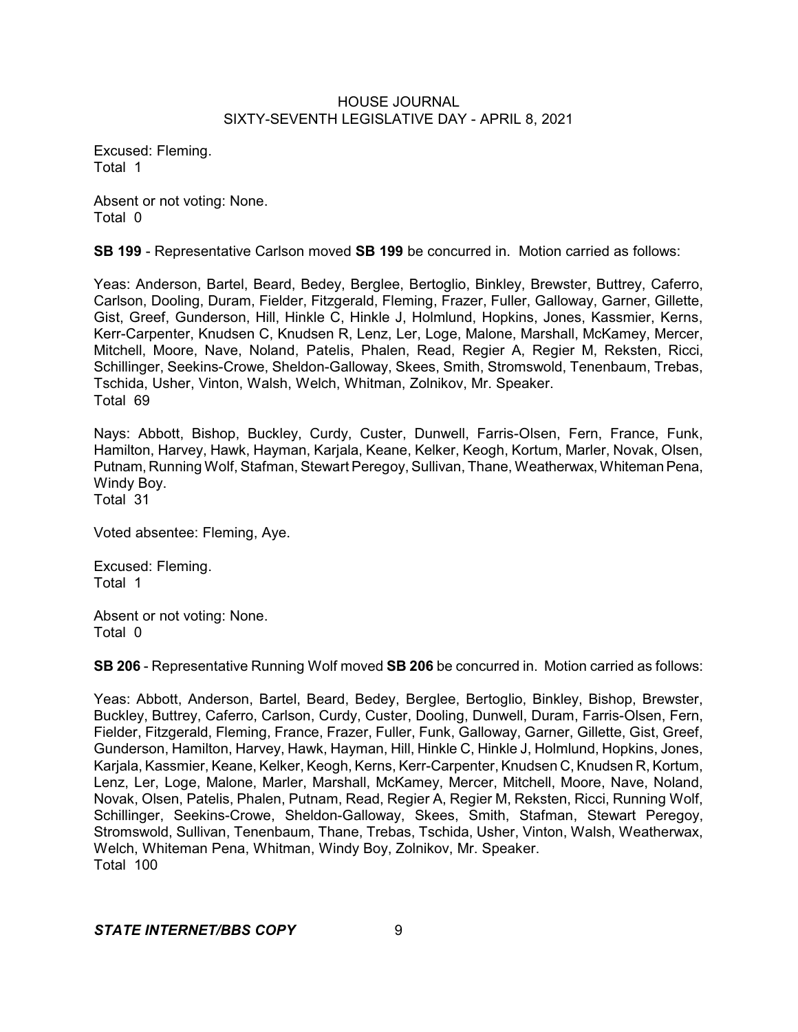Excused: Fleming.
Total 1

Absent or not voting: None.
Total 0

**SB 199** - Representative Carlson moved **SB 199** be concurred in. Motion carried as follows:

Yeas: Anderson, Bartel, Beard, Bedey, Berglee, Bertoglio, Binkley, Brewster, Buttrey, Caferro, Carlson, Dooling, Duram, Fielder, Fitzgerald, Fleming, Frazer, Fuller, Galloway, Garner, Gillette, Gist, Greef, Gunderson, Hill, Hinkle C, Hinkle J, Holmlund, Hopkins, Jones, Kassmier, Kerns, Kerr-Carpenter, Knudsen C, Knudsen R, Lenz, Ler, Loge, Malone, Marshall, McKamey, Mercer, Mitchell, Moore, Nave, Noland, Patelis, Phalen, Read, Regier A, Regier M, Reksten, Ricci, Schillinger, Seekins-Crowe, Sheldon-Galloway, Skees, Smith, Stromswold, Tenenbaum, Trebas, Tschida, Usher, Vinton, Walsh, Welch, Whitman, Zolnikov, Mr. Speaker.
Total 69

Nays: Abbott, Bishop, Buckley, Curdy, Custer, Dunwell, Farris-Olsen, Fern, France, Funk, Hamilton, Harvey, Hawk, Hayman, Karjala, Keane, Kelker, Keogh, Kortum, Marler, Novak, Olsen, Putnam, Running Wolf, Stafman, Stewart Peregoy, Sullivan, Thane, Weatherwax, Whiteman Pena, Windy Boy.
Total 31

Voted absentee: Fleming, Aye.

Excused: Fleming.
Total 1

Absent or not voting: None.
Total 0

**SB 206** - Representative Running Wolf moved **SB 206** be concurred in. Motion carried as follows:

Yeas: Abbott, Anderson, Bartel, Beard, Bedey, Berglee, Bertoglio, Binkley, Bishop, Brewster, Buckley, Buttrey, Caferro, Carlson, Curdy, Custer, Dooling, Dunwell, Duram, Farris-Olsen, Fern, Fielder, Fitzgerald, Fleming, France, Frazer, Fuller, Funk, Galloway, Garner, Gillette, Gist, Greef, Gunderson, Hamilton, Harvey, Hawk, Hayman, Hill, Hinkle C, Hinkle J, Holmlund, Hopkins, Jones, Karjala, Kassmier, Keane, Kelker, Keogh, Kerns, Kerr-Carpenter, Knudsen C, Knudsen R, Kortum, Lenz, Ler, Loge, Malone, Marler, Marshall, McKamey, Mercer, Mitchell, Moore, Nave, Noland, Novak, Olsen, Patelis, Phalen, Putnam, Read, Regier A, Regier M, Reksten, Ricci, Running Wolf, Schillinger, Seekins-Crowe, Sheldon-Galloway, Skees, Smith, Stafman, Stewart Peregoy, Stromswold, Sullivan, Tenenbaum, Thane, Trebas, Tschida, Usher, Vinton, Walsh, Weatherwax, Welch, Whiteman Pena, Whitman, Windy Boy, Zolnikov, Mr. Speaker.
Total 100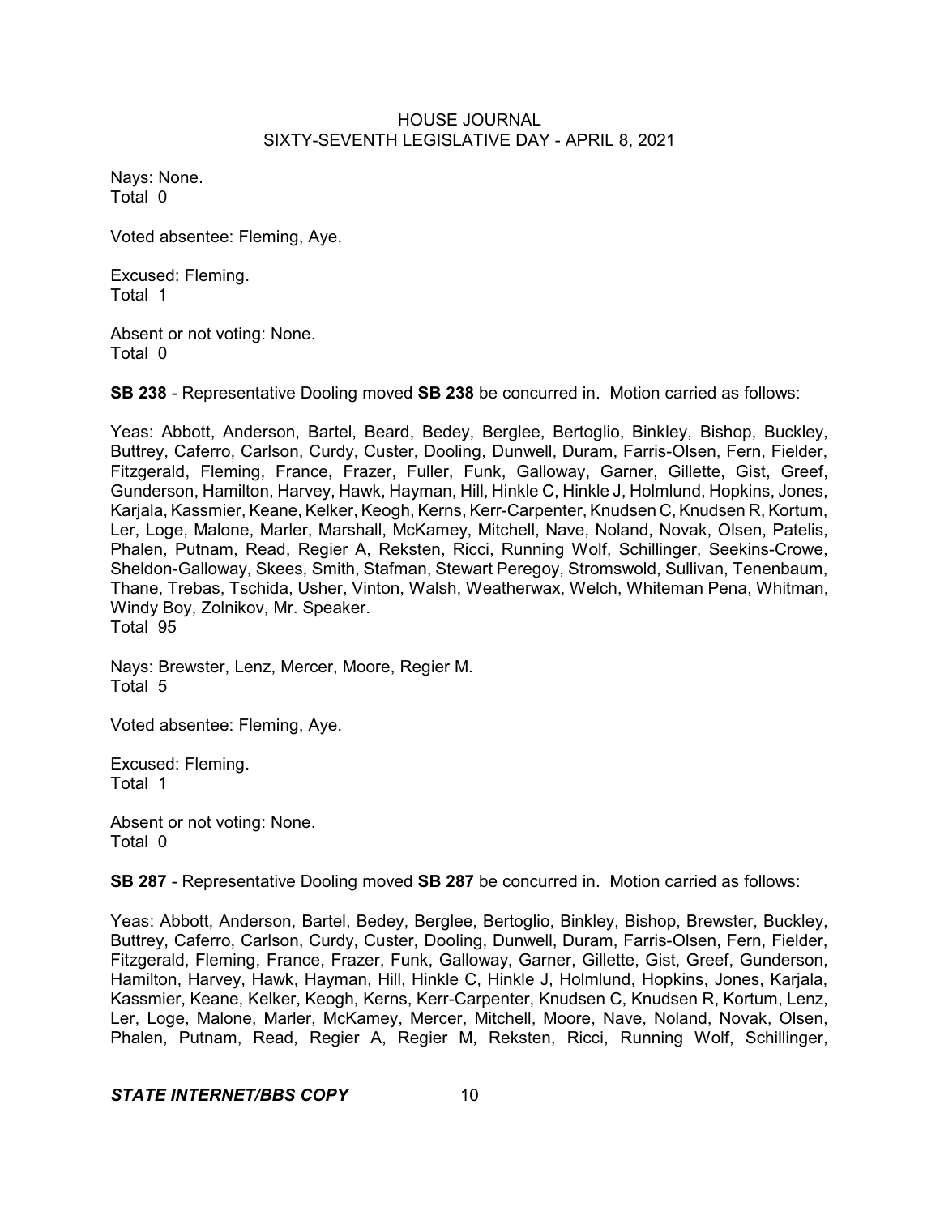Nays: None.
Total 0

Voted absentee: Fleming, Aye.

Excused: Fleming.
Total 1

Absent or not voting: None.
Total 0

**SB 238** - Representative Dooling moved **SB 238** be concurred in. Motion carried as follows:

Yeas: Abbott, Anderson, Bartel, Beard, Bedey, Berglee, Bertoglio, Binkley, Bishop, Buckley, Buttrey, Caferro, Carlson, Curdy, Custer, Dooling, Dunwell, Duram, Farris-Olsen, Fern, Fielder, Fitzgerald, Fleming, France, Frazer, Fuller, Funk, Galloway, Garner, Gillette, Gist, Greef, Gunderson, Hamilton, Harvey, Hawk, Hayman, Hill, Hinkle C, Hinkle J, Holmlund, Hopkins, Jones, Karjala, Kassmier, Keane, Kelker, Keogh, Kerns, Kerr-Carpenter, Knudsen C, Knudsen R, Kortum, Ler, Loge, Malone, Marler, Marshall, McKamey, Mitchell, Nave, Noland, Novak, Olsen, Patelis, Phalen, Putnam, Read, Regier A, Reksten, Ricci, Running Wolf, Schillinger, Seekins-Crowe, Sheldon-Galloway, Skees, Smith, Stafman, Stewart Peregoy, Stromswold, Sullivan, Tenenbaum, Thane, Trebas, Tschida, Usher, Vinton, Walsh, Weatherwax, Welch, Whiteman Pena, Whitman, Windy Boy, Zolnikov, Mr. Speaker.
Total 95

Nays: Brewster, Lenz, Mercer, Moore, Regier M.
Total 5

Voted absentee: Fleming, Aye.

Excused: Fleming.
Total 1

Absent or not voting: None.
Total 0

**SB 287** - Representative Dooling moved **SB 287** be concurred in. Motion carried as follows:

Yeas: Abbott, Anderson, Bartel, Bedey, Berglee, Bertoglio, Binkley, Bishop, Brewster, Buckley, Buttrey, Caferro, Carlson, Curdy, Custer, Dooling, Dunwell, Duram, Farris-Olsen, Fern, Fielder, Fitzgerald, Fleming, France, Frazer, Funk, Galloway, Garner, Gillette, Gist, Greef, Gunderson, Hamilton, Harvey, Hawk, Hayman, Hill, Hinkle C, Hinkle J, Holmlund, Hopkins, Jones, Karjala, Kassmier, Keane, Kelker, Keogh, Kerns, Kerr-Carpenter, Knudsen C, Knudsen R, Kortum, Lenz, Ler, Loge, Malone, Marler, McKamey, Mercer, Mitchell, Moore, Nave, Noland, Novak, Olsen, Phalen, Putnam, Read, Regier A, Regier M, Reksten, Ricci, Running Wolf, Schillinger,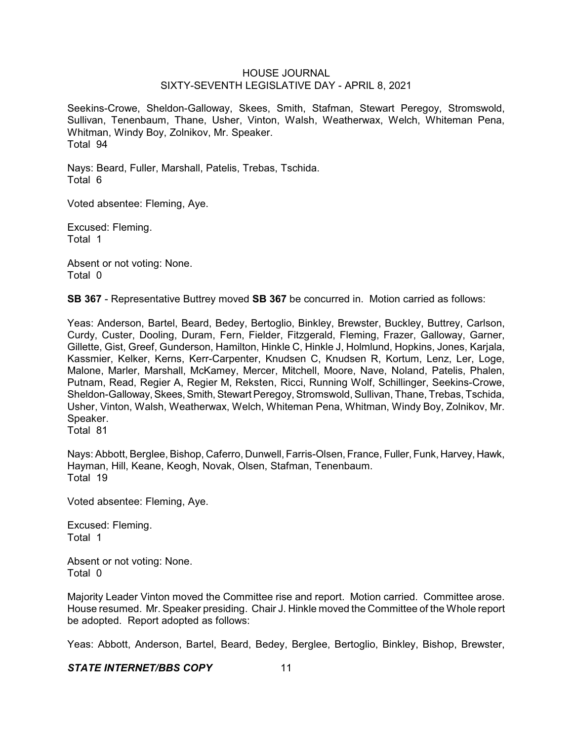Seekins-Crowe, Sheldon-Galloway, Skees, Smith, Stafman, Stewart Peregoy, Stromswold, Sullivan, Tenenbaum, Thane, Usher, Vinton, Walsh, Weatherwax, Welch, Whiteman Pena, Whitman, Windy Boy, Zolnikov, Mr. Speaker.
Total 94

Nays: Beard, Fuller, Marshall, Patelis, Trebas, Tschida.
Total 6

Voted absentee: Fleming, Aye.

Excused: Fleming.
Total 1

Absent or not voting: None.
Total 0

**SB 367** - Representative Buttrey moved **SB 367** be concurred in. Motion carried as follows:

Yeas: Anderson, Bartel, Beard, Bedey, Bertoglio, Binkley, Brewster, Buckley, Buttrey, Carlson, Curdy, Custer, Dooling, Duram, Fern, Fielder, Fitzgerald, Fleming, Frazer, Galloway, Garner, Gillette, Gist, Greef, Gunderson, Hamilton, Hinkle C, Hinkle J, Holmlund, Hopkins, Jones, Karjala, Kassmier, Kelker, Kerns, Kerr-Carpenter, Knudsen C, Knudsen R, Kortum, Lenz, Ler, Loge, Malone, Marler, Marshall, McKamey, Mercer, Mitchell, Moore, Nave, Noland, Patelis, Phalen, Putnam, Read, Regier A, Regier M, Reksten, Ricci, Running Wolf, Schillinger, Seekins-Crowe, Sheldon-Galloway, Skees, Smith, Stewart Peregoy, Stromswold, Sullivan, Thane, Trebas, Tschida, Usher, Vinton, Walsh, Weatherwax, Welch, Whiteman Pena, Whitman, Windy Boy, Zolnikov, Mr. Speaker.
Total 81

Nays: Abbott, Berglee, Bishop, Caferro, Dunwell, Farris-Olsen, France, Fuller, Funk, Harvey, Hawk, Hayman, Hill, Keane, Keogh, Novak, Olsen, Stafman, Tenenbaum.
Total 19

Voted absentee: Fleming, Aye.

Excused: Fleming.
Total 1

Absent or not voting: None.
Total 0

Majority Leader Vinton moved the Committee rise and report. Motion carried. Committee arose. House resumed. Mr. Speaker presiding. Chair J. Hinkle moved the Committee of the Whole report be adopted. Report adopted as follows:

Yeas: Abbott, Anderson, Bartel, Beard, Bedey, Berglee, Bertoglio, Binkley, Bishop, Brewster,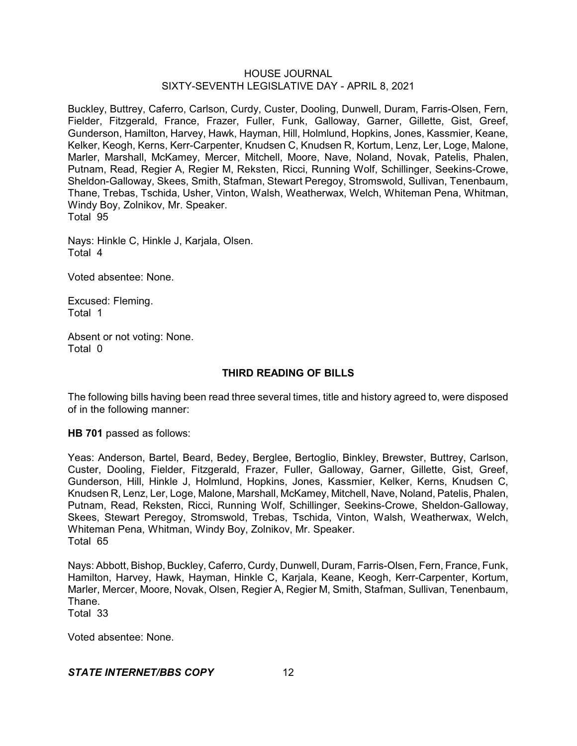Buckley, Buttrey, Caferro, Carlson, Curdy, Custer, Dooling, Dunwell, Duram, Farris-Olsen, Fern, Fielder, Fitzgerald, France, Frazer, Fuller, Funk, Galloway, Garner, Gillette, Gist, Greef, Gunderson, Hamilton, Harvey, Hawk, Hayman, Hill, Holmlund, Hopkins, Jones, Kassmier, Keane, Kelker, Keogh, Kerns, Kerr-Carpenter, Knudsen C, Knudsen R, Kortum, Lenz, Ler, Loge, Malone, Marler, Marshall, McKamey, Mercer, Mitchell, Moore, Nave, Noland, Novak, Patelis, Phalen, Putnam, Read, Regier A, Regier M, Reksten, Ricci, Running Wolf, Schillinger, Seekins-Crowe, Sheldon-Galloway, Skees, Smith, Stafman, Stewart Peregoy, Stromswold, Sullivan, Tenenbaum, Thane, Trebas, Tschida, Usher, Vinton, Walsh, Weatherwax, Welch, Whiteman Pena, Whitman, Windy Boy, Zolnikov, Mr. Speaker.
Total 95

Nays: Hinkle C, Hinkle J, Karjala, Olsen.
Total 4

Voted absentee: None.

Excused: Fleming.
Total 1

Absent or not voting: None.
Total 0

## THIRD READING OF BILLS

The following bills having been read three several times, title and history agreed to, were disposed of in the following manner:

**HB 701** passed as follows:

Yeas: Anderson, Bartel, Beard, Bedey, Berglee, Bertoglio, Binkley, Brewster, Buttrey, Carlson, Custer, Dooling, Fielder, Fitzgerald, Frazer, Fuller, Galloway, Garner, Gillette, Gist, Greef, Gunderson, Hill, Hinkle J, Holmlund, Hopkins, Jones, Kassmier, Kelker, Kerns, Knudsen C, Knudsen R, Lenz, Ler, Loge, Malone, Marshall, McKamey, Mitchell, Nave, Noland, Patelis, Phalen, Putnam, Read, Reksten, Ricci, Running Wolf, Schillinger, Seekins-Crowe, Sheldon-Galloway, Skees, Stewart Peregoy, Stromswold, Trebas, Tschida, Vinton, Walsh, Weatherwax, Welch, Whiteman Pena, Whitman, Windy Boy, Zolnikov, Mr. Speaker.
Total 65

Nays: Abbott, Bishop, Buckley, Caferro, Curdy, Dunwell, Duram, Farris-Olsen, Fern, France, Funk, Hamilton, Harvey, Hawk, Hayman, Hinkle C, Karjala, Keane, Keogh, Kerr-Carpenter, Kortum, Marler, Mercer, Moore, Novak, Olsen, Regier A, Regier M, Smith, Stafman, Sullivan, Tenenbaum, Thane.
Total 33

Voted absentee: None.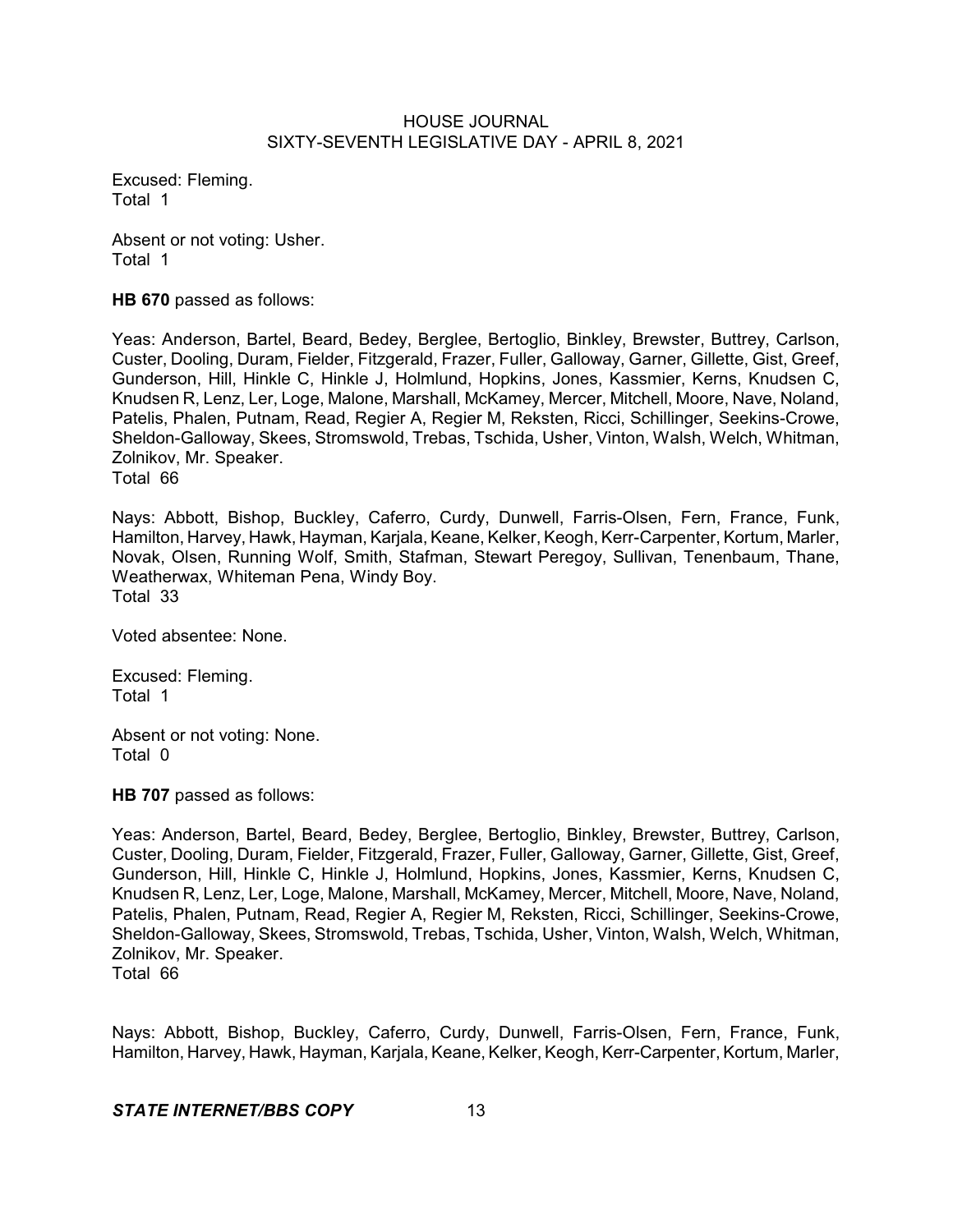Excused: Fleming.
Total 1

Absent or not voting: Usher.
Total 1

**HB 670** passed as follows:

Yeas: Anderson, Bartel, Beard, Bedey, Berglee, Bertoglio, Binkley, Brewster, Buttrey, Carlson, Custer, Dooling, Duram, Fielder, Fitzgerald, Frazer, Fuller, Galloway, Garner, Gillette, Gist, Greef, Gunderson, Hill, Hinkle C, Hinkle J, Holmlund, Hopkins, Jones, Kassmier, Kerns, Knudsen C, Knudsen R, Lenz, Ler, Loge, Malone, Marshall, McKamey, Mercer, Mitchell, Moore, Nave, Noland, Patelis, Phalen, Putnam, Read, Regier A, Regier M, Reksten, Ricci, Schillinger, Seekins-Crowe, Sheldon-Galloway, Skees, Stromswold, Trebas, Tschida, Usher, Vinton, Walsh, Welch, Whitman, Zolnikov, Mr. Speaker.
Total 66

Nays: Abbott, Bishop, Buckley, Caferro, Curdy, Dunwell, Farris-Olsen, Fern, France, Funk, Hamilton, Harvey, Hawk, Hayman, Karjala, Keane, Kelker, Keogh, Kerr-Carpenter, Kortum, Marler, Novak, Olsen, Running Wolf, Smith, Stafman, Stewart Peregoy, Sullivan, Tenenbaum, Thane, Weatherwax, Whiteman Pena, Windy Boy.
Total 33

Voted absentee: None.

Excused: Fleming.
Total 1

Absent or not voting: None.
Total 0

**HB 707** passed as follows:

Yeas: Anderson, Bartel, Beard, Bedey, Berglee, Bertoglio, Binkley, Brewster, Buttrey, Carlson, Custer, Dooling, Duram, Fielder, Fitzgerald, Frazer, Fuller, Galloway, Garner, Gillette, Gist, Greef, Gunderson, Hill, Hinkle C, Hinkle J, Holmlund, Hopkins, Jones, Kassmier, Kerns, Knudsen C, Knudsen R, Lenz, Ler, Loge, Malone, Marshall, McKamey, Mercer, Mitchell, Moore, Nave, Noland, Patelis, Phalen, Putnam, Read, Regier A, Regier M, Reksten, Ricci, Schillinger, Seekins-Crowe, Sheldon-Galloway, Skees, Stromswold, Trebas, Tschida, Usher, Vinton, Walsh, Welch, Whitman, Zolnikov, Mr. Speaker.
Total 66

Nays: Abbott, Bishop, Buckley, Caferro, Curdy, Dunwell, Farris-Olsen, Fern, France, Funk, Hamilton, Harvey, Hawk, Hayman, Karjala, Keane, Kelker, Keogh, Kerr-Carpenter, Kortum, Marler,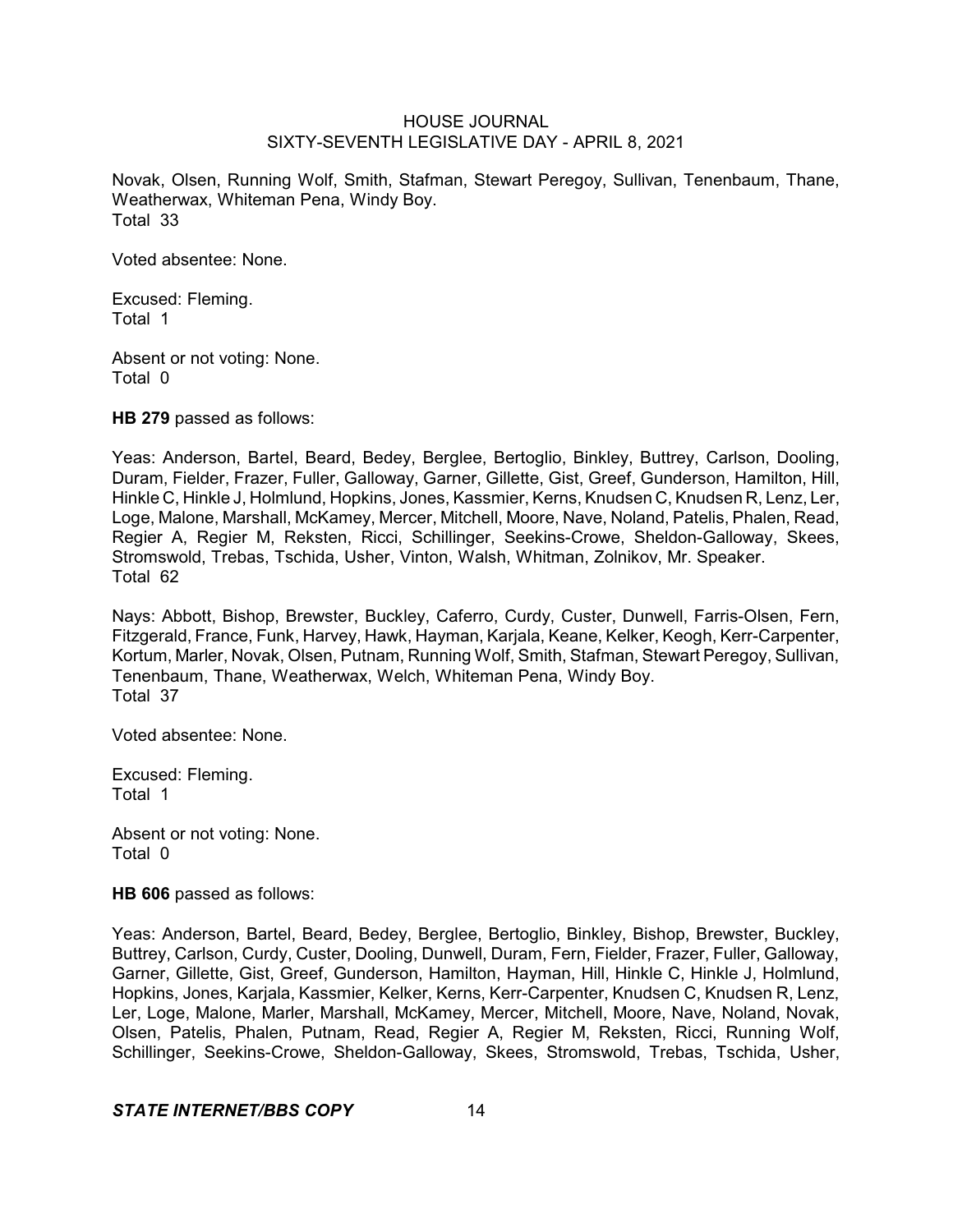Novak, Olsen, Running Wolf, Smith, Stafman, Stewart Peregoy, Sullivan, Tenenbaum, Thane, Weatherwax, Whiteman Pena, Windy Boy.
Total 33

Voted absentee: None.

Excused: Fleming.
Total 1

Absent or not voting: None.
Total 0

**HB 279** passed as follows:

Yeas: Anderson, Bartel, Beard, Bedey, Berglee, Bertoglio, Binkley, Buttrey, Carlson, Dooling, Duram, Fielder, Frazer, Fuller, Galloway, Garner, Gillette, Gist, Greef, Gunderson, Hamilton, Hill, Hinkle C, Hinkle J, Holmlund, Hopkins, Jones, Kassmier, Kerns, Knudsen C, Knudsen R, Lenz, Ler, Loge, Malone, Marshall, McKamey, Mercer, Mitchell, Moore, Nave, Noland, Patelis, Phalen, Read, Regier A, Regier M, Reksten, Ricci, Schillinger, Seekins-Crowe, Sheldon-Galloway, Skees, Stromswold, Trebas, Tschida, Usher, Vinton, Walsh, Whitman, Zolnikov, Mr. Speaker.
Total 62

Nays: Abbott, Bishop, Brewster, Buckley, Caferro, Curdy, Custer, Dunwell, Farris-Olsen, Fern, Fitzgerald, France, Funk, Harvey, Hawk, Hayman, Karjala, Keane, Kelker, Keogh, Kerr-Carpenter, Kortum, Marler, Novak, Olsen, Putnam, Running Wolf, Smith, Stafman, Stewart Peregoy, Sullivan, Tenenbaum, Thane, Weatherwax, Welch, Whiteman Pena, Windy Boy.
Total 37

Voted absentee: None.

Excused: Fleming.
Total 1

Absent or not voting: None.
Total 0

**HB 606** passed as follows:

Yeas: Anderson, Bartel, Beard, Bedey, Berglee, Bertoglio, Binkley, Bishop, Brewster, Buckley, Buttrey, Carlson, Curdy, Custer, Dooling, Dunwell, Duram, Fern, Fielder, Frazer, Fuller, Galloway, Garner, Gillette, Gist, Greef, Gunderson, Hamilton, Hayman, Hill, Hinkle C, Hinkle J, Holmlund, Hopkins, Jones, Karjala, Kassmier, Kelker, Kerns, Kerr-Carpenter, Knudsen C, Knudsen R, Lenz, Ler, Loge, Malone, Marler, Marshall, McKamey, Mercer, Mitchell, Moore, Nave, Noland, Novak, Olsen, Patelis, Phalen, Putnam, Read, Regier A, Regier M, Reksten, Ricci, Running Wolf, Schillinger, Seekins-Crowe, Sheldon-Galloway, Skees, Stromswold, Trebas, Tschida, Usher,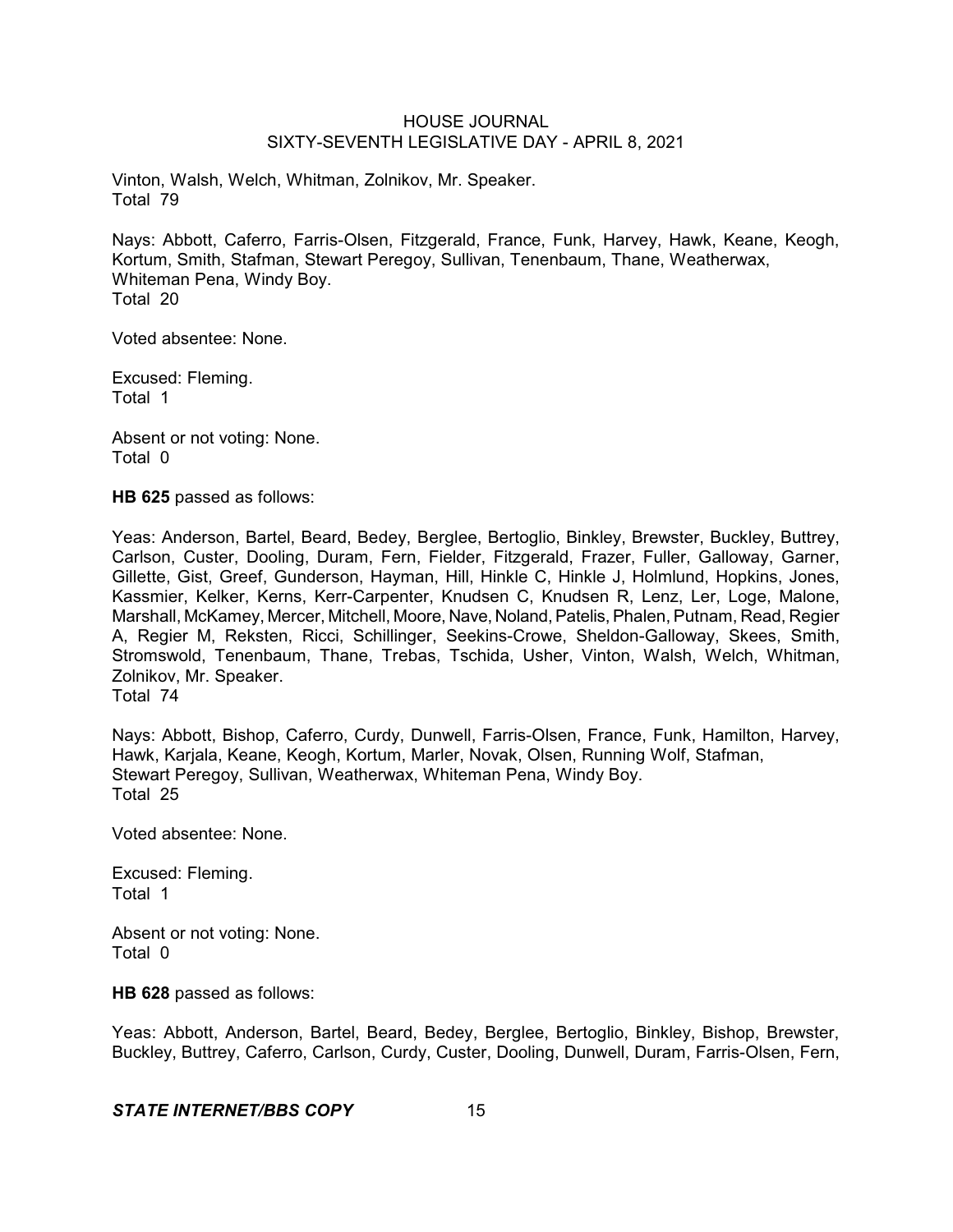Vinton, Walsh, Welch, Whitman, Zolnikov, Mr. Speaker.
Total 79

Nays: Abbott, Caferro, Farris-Olsen, Fitzgerald, France, Funk, Harvey, Hawk, Keane, Keogh, Kortum, Smith, Stafman, Stewart Peregoy, Sullivan, Tenenbaum, Thane, Weatherwax, Whiteman Pena, Windy Boy.
Total 20

Voted absentee: None.

Excused: Fleming.
Total 1

Absent or not voting: None.
Total 0

**HB 625** passed as follows:

Yeas: Anderson, Bartel, Beard, Bedey, Berglee, Bertoglio, Binkley, Brewster, Buckley, Buttrey, Carlson, Custer, Dooling, Duram, Fern, Fielder, Fitzgerald, Frazer, Fuller, Galloway, Garner, Gillette, Gist, Greef, Gunderson, Hayman, Hill, Hinkle C, Hinkle J, Holmlund, Hopkins, Jones, Kassmier, Kelker, Kerns, Kerr-Carpenter, Knudsen C, Knudsen R, Lenz, Ler, Loge, Malone, Marshall, McKamey, Mercer, Mitchell, Moore, Nave, Noland, Patelis, Phalen, Putnam, Read, Regier A, Regier M, Reksten, Ricci, Schillinger, Seekins-Crowe, Sheldon-Galloway, Skees, Smith, Stromswold, Tenenbaum, Thane, Trebas, Tschida, Usher, Vinton, Walsh, Welch, Whitman, Zolnikov, Mr. Speaker.
Total 74

Nays: Abbott, Bishop, Caferro, Curdy, Dunwell, Farris-Olsen, France, Funk, Hamilton, Harvey, Hawk, Karjala, Keane, Keogh, Kortum, Marler, Novak, Olsen, Running Wolf, Stafman, Stewart Peregoy, Sullivan, Weatherwax, Whiteman Pena, Windy Boy.
Total 25

Voted absentee: None.

Excused: Fleming.
Total 1

Absent or not voting: None.
Total 0

**HB 628** passed as follows:

Yeas: Abbott, Anderson, Bartel, Beard, Bedey, Berglee, Bertoglio, Binkley, Bishop, Brewster, Buckley, Buttrey, Caferro, Carlson, Curdy, Custer, Dooling, Dunwell, Duram, Farris-Olsen, Fern,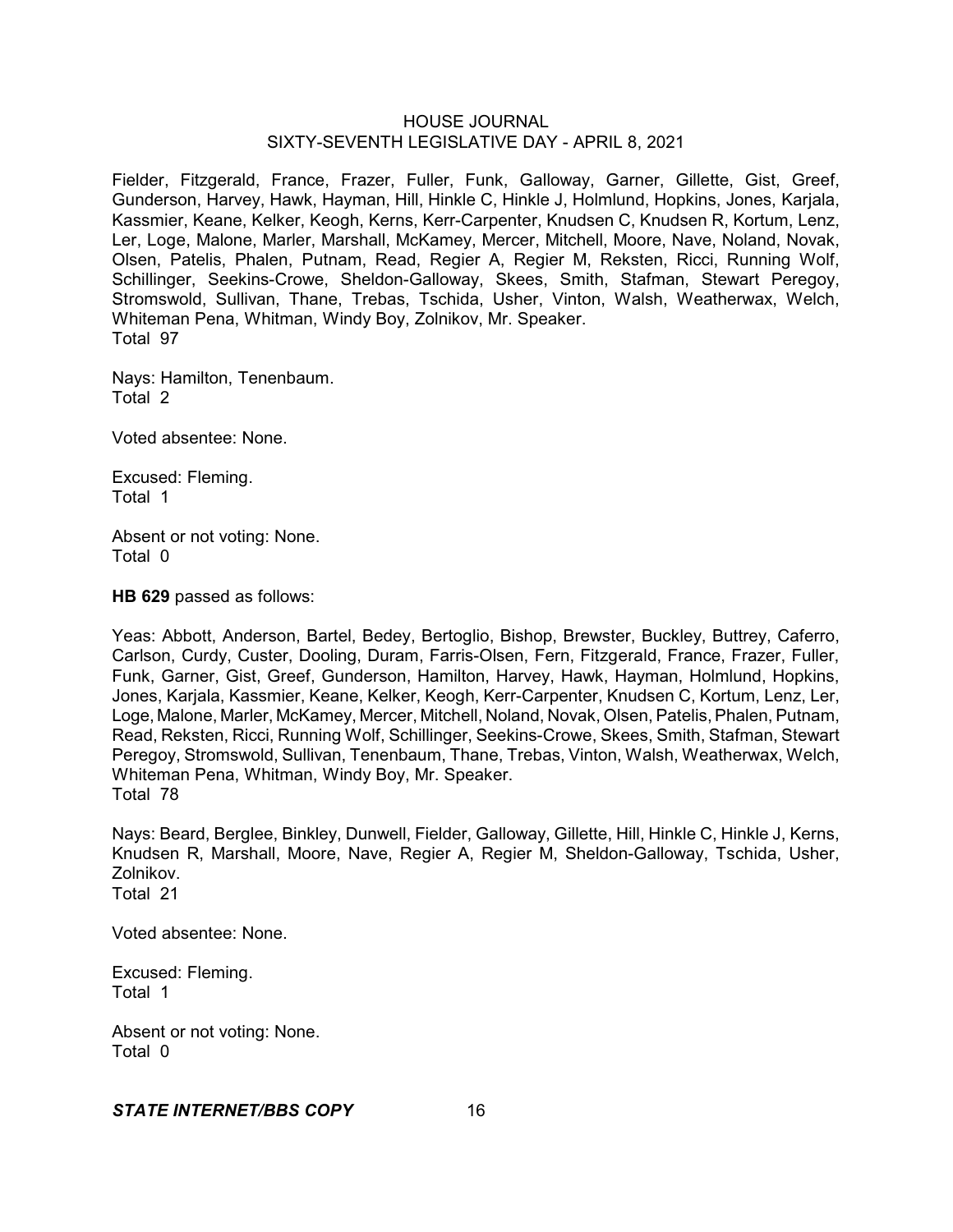Fielder, Fitzgerald, France, Frazer, Fuller, Funk, Galloway, Garner, Gillette, Gist, Greef, Gunderson, Harvey, Hawk, Hayman, Hill, Hinkle C, Hinkle J, Holmlund, Hopkins, Jones, Karjala, Kassmier, Keane, Kelker, Keogh, Kerns, Kerr-Carpenter, Knudsen C, Knudsen R, Kortum, Lenz, Ler, Loge, Malone, Marler, Marshall, McKamey, Mercer, Mitchell, Moore, Nave, Noland, Novak, Olsen, Patelis, Phalen, Putnam, Read, Regier A, Regier M, Reksten, Ricci, Running Wolf, Schillinger, Seekins-Crowe, Sheldon-Galloway, Skees, Smith, Stafman, Stewart Peregoy, Stromswold, Sullivan, Thane, Trebas, Tschida, Usher, Vinton, Walsh, Weatherwax, Welch, Whiteman Pena, Whitman, Windy Boy, Zolnikov, Mr. Speaker.
Total 97

Nays: Hamilton, Tenenbaum.
Total 2

Voted absentee: None.

Excused: Fleming.
Total 1

Absent or not voting: None.
Total 0

**HB 629** passed as follows:

Yeas: Abbott, Anderson, Bartel, Bedey, Bertoglio, Bishop, Brewster, Buckley, Buttrey, Caferro, Carlson, Curdy, Custer, Dooling, Duram, Farris-Olsen, Fern, Fitzgerald, France, Frazer, Fuller, Funk, Garner, Gist, Greef, Gunderson, Hamilton, Harvey, Hawk, Hayman, Holmlund, Hopkins, Jones, Karjala, Kassmier, Keane, Kelker, Keogh, Kerr-Carpenter, Knudsen C, Kortum, Lenz, Ler, Loge, Malone, Marler, McKamey, Mercer, Mitchell, Noland, Novak, Olsen, Patelis, Phalen, Putnam, Read, Reksten, Ricci, Running Wolf, Schillinger, Seekins-Crowe, Skees, Smith, Stafman, Stewart Peregoy, Stromswold, Sullivan, Tenenbaum, Thane, Trebas, Vinton, Walsh, Weatherwax, Welch, Whiteman Pena, Whitman, Windy Boy, Mr. Speaker.
Total 78

Nays: Beard, Berglee, Binkley, Dunwell, Fielder, Galloway, Gillette, Hill, Hinkle C, Hinkle J, Kerns, Knudsen R, Marshall, Moore, Nave, Regier A, Regier M, Sheldon-Galloway, Tschida, Usher, Zolnikov.
Total 21

Voted absentee: None.

Excused: Fleming.
Total 1

Absent or not voting: None.
Total 0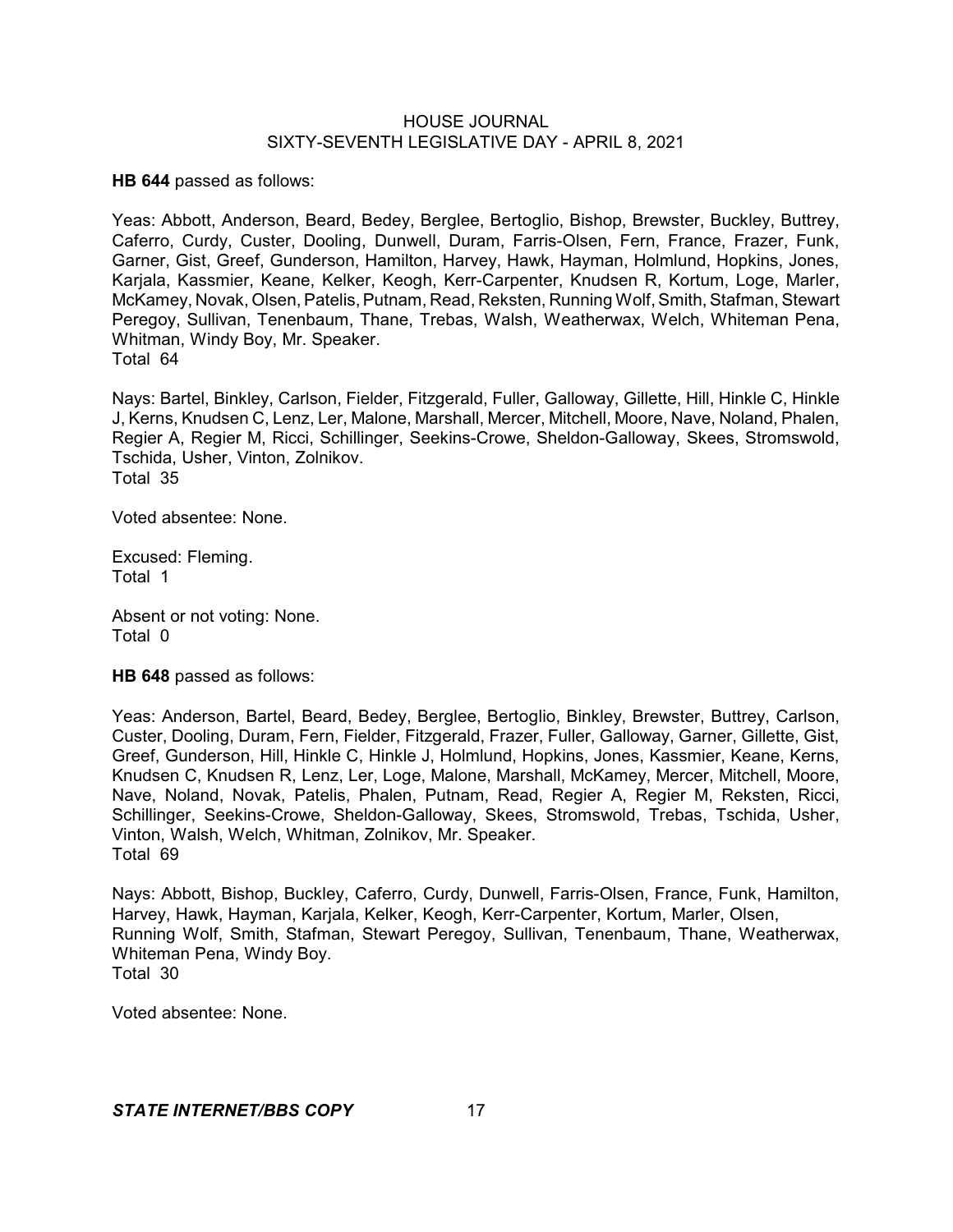**HB 644** passed as follows:

Yeas: Abbott, Anderson, Beard, Bedey, Berglee, Bertoglio, Bishop, Brewster, Buckley, Buttrey, Caferro, Curdy, Custer, Dooling, Dunwell, Duram, Farris-Olsen, Fern, France, Frazer, Funk, Garner, Gist, Greef, Gunderson, Hamilton, Harvey, Hawk, Hayman, Holmlund, Hopkins, Jones, Karjala, Kassmier, Keane, Kelker, Keogh, Kerr-Carpenter, Knudsen R, Kortum, Loge, Marler, McKamey, Novak, Olsen, Patelis, Putnam, Read, Reksten, Running Wolf, Smith, Stafman, Stewart Peregoy, Sullivan, Tenenbaum, Thane, Trebas, Walsh, Weatherwax, Welch, Whiteman Pena, Whitman, Windy Boy, Mr. Speaker.
Total 64

Nays: Bartel, Binkley, Carlson, Fielder, Fitzgerald, Fuller, Galloway, Gillette, Hill, Hinkle C, Hinkle J, Kerns, Knudsen C, Lenz, Ler, Malone, Marshall, Mercer, Mitchell, Moore, Nave, Noland, Phalen, Regier A, Regier M, Ricci, Schillinger, Seekins-Crowe, Sheldon-Galloway, Skees, Stromswold, Tschida, Usher, Vinton, Zolnikov.
Total 35

Voted absentee: None.

Excused: Fleming.
Total 1

Absent or not voting: None.
Total 0

**HB 648** passed as follows:

Yeas: Anderson, Bartel, Beard, Bedey, Berglee, Bertoglio, Binkley, Brewster, Buttrey, Carlson, Custer, Dooling, Duram, Fern, Fielder, Fitzgerald, Frazer, Fuller, Galloway, Garner, Gillette, Gist, Greef, Gunderson, Hill, Hinkle C, Hinkle J, Holmlund, Hopkins, Jones, Kassmier, Keane, Kerns, Knudsen C, Knudsen R, Lenz, Ler, Loge, Malone, Marshall, McKamey, Mercer, Mitchell, Moore, Nave, Noland, Novak, Patelis, Phalen, Putnam, Read, Regier A, Regier M, Reksten, Ricci, Schillinger, Seekins-Crowe, Sheldon-Galloway, Skees, Stromswold, Trebas, Tschida, Usher, Vinton, Walsh, Welch, Whitman, Zolnikov, Mr. Speaker.
Total 69

Nays: Abbott, Bishop, Buckley, Caferro, Curdy, Dunwell, Farris-Olsen, France, Funk, Hamilton, Harvey, Hawk, Hayman, Karjala, Kelker, Keogh, Kerr-Carpenter, Kortum, Marler, Olsen, Running Wolf, Smith, Stafman, Stewart Peregoy, Sullivan, Tenenbaum, Thane, Weatherwax, Whiteman Pena, Windy Boy.
Total 30

Voted absentee: None.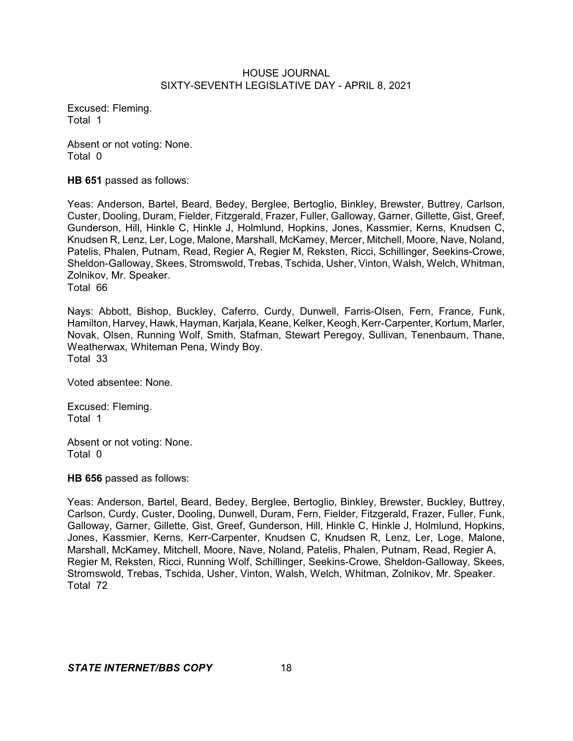Excused: Fleming.
Total 1

Absent or not voting: None.
Total 0

**HB 651** passed as follows:

Yeas: Anderson, Bartel, Beard, Bedey, Berglee, Bertoglio, Binkley, Brewster, Buttrey, Carlson, Custer, Dooling, Duram, Fielder, Fitzgerald, Frazer, Fuller, Galloway, Garner, Gillette, Gist, Greef, Gunderson, Hill, Hinkle C, Hinkle J, Holmlund, Hopkins, Jones, Kassmier, Kerns, Knudsen C, Knudsen R, Lenz, Ler, Loge, Malone, Marshall, McKamey, Mercer, Mitchell, Moore, Nave, Noland, Patelis, Phalen, Putnam, Read, Regier A, Regier M, Reksten, Ricci, Schillinger, Seekins-Crowe, Sheldon-Galloway, Skees, Stromswold, Trebas, Tschida, Usher, Vinton, Walsh, Welch, Whitman, Zolnikov, Mr. Speaker.
Total 66

Nays: Abbott, Bishop, Buckley, Caferro, Curdy, Dunwell, Farris-Olsen, Fern, France, Funk, Hamilton, Harvey, Hawk, Hayman, Karjala, Keane, Kelker, Keogh, Kerr-Carpenter, Kortum, Marler, Novak, Olsen, Running Wolf, Smith, Stafman, Stewart Peregoy, Sullivan, Tenenbaum, Thane, Weatherwax, Whiteman Pena, Windy Boy.
Total 33

Voted absentee: None.

Excused: Fleming.
Total 1

Absent or not voting: None.
Total 0

**HB 656** passed as follows:

Yeas: Anderson, Bartel, Beard, Bedey, Berglee, Bertoglio, Binkley, Brewster, Buckley, Buttrey, Carlson, Curdy, Custer, Dooling, Dunwell, Duram, Fern, Fielder, Fitzgerald, Frazer, Fuller, Funk, Galloway, Garner, Gillette, Gist, Greef, Gunderson, Hill, Hinkle C, Hinkle J, Holmlund, Hopkins, Jones, Kassmier, Kerns, Kerr-Carpenter, Knudsen C, Knudsen R, Lenz, Ler, Loge, Malone, Marshall, McKamey, Mitchell, Moore, Nave, Noland, Patelis, Phalen, Putnam, Read, Regier A, Regier M, Reksten, Ricci, Running Wolf, Schillinger, Seekins-Crowe, Sheldon-Galloway, Skees, Stromswold, Trebas, Tschida, Usher, Vinton, Walsh, Welch, Whitman, Zolnikov, Mr. Speaker.
Total 72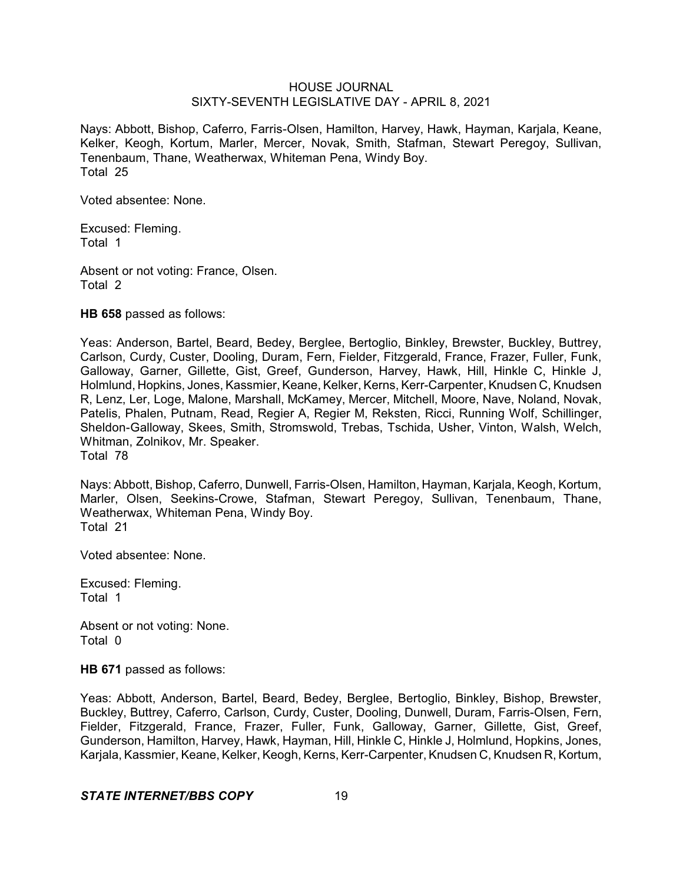Nays: Abbott, Bishop, Caferro, Farris-Olsen, Hamilton, Harvey, Hawk, Hayman, Karjala, Keane, Kelker, Keogh, Kortum, Marler, Mercer, Novak, Smith, Stafman, Stewart Peregoy, Sullivan, Tenenbaum, Thane, Weatherwax, Whiteman Pena, Windy Boy.
Total 25

Voted absentee: None.

Excused: Fleming.
Total 1

Absent or not voting: France, Olsen.
Total 2

**HB 658** passed as follows:

Yeas: Anderson, Bartel, Beard, Bedey, Berglee, Bertoglio, Binkley, Brewster, Buckley, Buttrey, Carlson, Curdy, Custer, Dooling, Duram, Fern, Fielder, Fitzgerald, France, Frazer, Fuller, Funk, Galloway, Garner, Gillette, Gist, Greef, Gunderson, Harvey, Hawk, Hill, Hinkle C, Hinkle J, Holmlund, Hopkins, Jones, Kassmier, Keane, Kelker, Kerns, Kerr-Carpenter, Knudsen C, Knudsen R, Lenz, Ler, Loge, Malone, Marshall, McKamey, Mercer, Mitchell, Moore, Nave, Noland, Novak, Patelis, Phalen, Putnam, Read, Regier A, Regier M, Reksten, Ricci, Running Wolf, Schillinger, Sheldon-Galloway, Skees, Smith, Stromswold, Trebas, Tschida, Usher, Vinton, Walsh, Welch, Whitman, Zolnikov, Mr. Speaker.
Total 78

Nays: Abbott, Bishop, Caferro, Dunwell, Farris-Olsen, Hamilton, Hayman, Karjala, Keogh, Kortum, Marler, Olsen, Seekins-Crowe, Stafman, Stewart Peregoy, Sullivan, Tenenbaum, Thane, Weatherwax, Whiteman Pena, Windy Boy.
Total 21

Voted absentee: None.

Excused: Fleming.
Total 1

Absent or not voting: None.
Total 0

**HB 671** passed as follows:

Yeas: Abbott, Anderson, Bartel, Beard, Bedey, Berglee, Bertoglio, Binkley, Bishop, Brewster, Buckley, Buttrey, Caferro, Carlson, Curdy, Custer, Dooling, Dunwell, Duram, Farris-Olsen, Fern, Fielder, Fitzgerald, France, Frazer, Fuller, Funk, Galloway, Garner, Gillette, Gist, Greef, Gunderson, Hamilton, Harvey, Hawk, Hayman, Hill, Hinkle C, Hinkle J, Holmlund, Hopkins, Jones, Karjala, Kassmier, Keane, Kelker, Keogh, Kerns, Kerr-Carpenter, Knudsen C, Knudsen R, Kortum,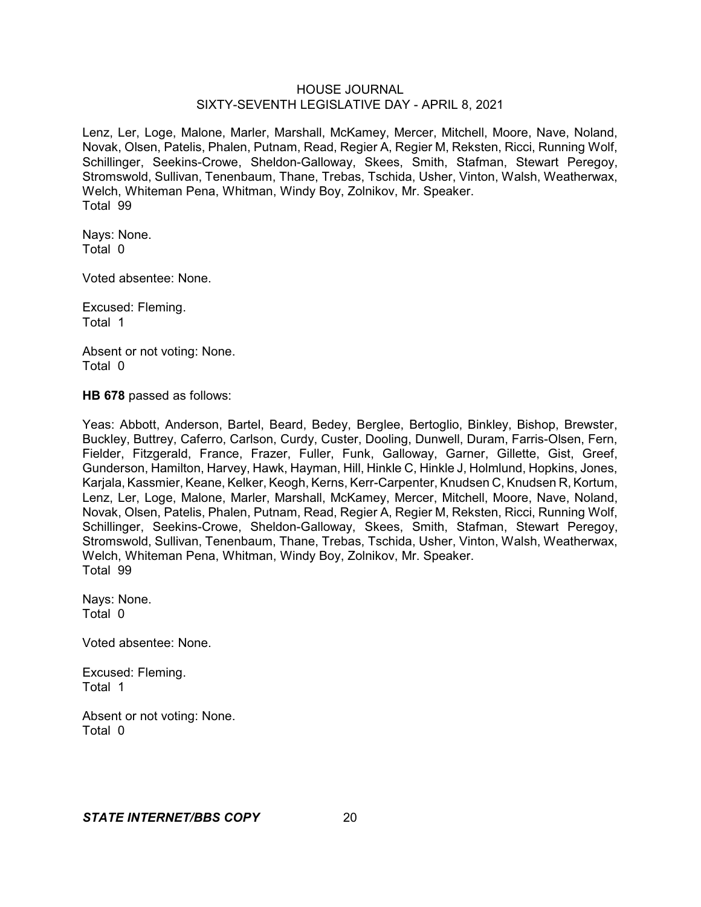Lenz, Ler, Loge, Malone, Marler, Marshall, McKamey, Mercer, Mitchell, Moore, Nave, Noland, Novak, Olsen, Patelis, Phalen, Putnam, Read, Regier A, Regier M, Reksten, Ricci, Running Wolf, Schillinger, Seekins-Crowe, Sheldon-Galloway, Skees, Smith, Stafman, Stewart Peregoy, Stromswold, Sullivan, Tenenbaum, Thane, Trebas, Tschida, Usher, Vinton, Walsh, Weatherwax, Welch, Whiteman Pena, Whitman, Windy Boy, Zolnikov, Mr. Speaker.
Total 99

Nays: None.
Total 0

Voted absentee: None.

Excused: Fleming.
Total 1

Absent or not voting: None.
Total 0

**HB 678** passed as follows:

Yeas: Abbott, Anderson, Bartel, Beard, Bedey, Berglee, Bertoglio, Binkley, Bishop, Brewster, Buckley, Buttrey, Caferro, Carlson, Curdy, Custer, Dooling, Dunwell, Duram, Farris-Olsen, Fern, Fielder, Fitzgerald, France, Frazer, Fuller, Funk, Galloway, Garner, Gillette, Gist, Greef, Gunderson, Hamilton, Harvey, Hawk, Hayman, Hill, Hinkle C, Hinkle J, Holmlund, Hopkins, Jones, Karjala, Kassmier, Keane, Kelker, Keogh, Kerns, Kerr-Carpenter, Knudsen C, Knudsen R, Kortum, Lenz, Ler, Loge, Malone, Marler, Marshall, McKamey, Mercer, Mitchell, Moore, Nave, Noland, Novak, Olsen, Patelis, Phalen, Putnam, Read, Regier A, Regier M, Reksten, Ricci, Running Wolf, Schillinger, Seekins-Crowe, Sheldon-Galloway, Skees, Smith, Stafman, Stewart Peregoy, Stromswold, Sullivan, Tenenbaum, Thane, Trebas, Tschida, Usher, Vinton, Walsh, Weatherwax, Welch, Whiteman Pena, Whitman, Windy Boy, Zolnikov, Mr. Speaker.
Total 99

Nays: None.
Total 0

Voted absentee: None.

Excused: Fleming.
Total 1

Absent or not voting: None.
Total 0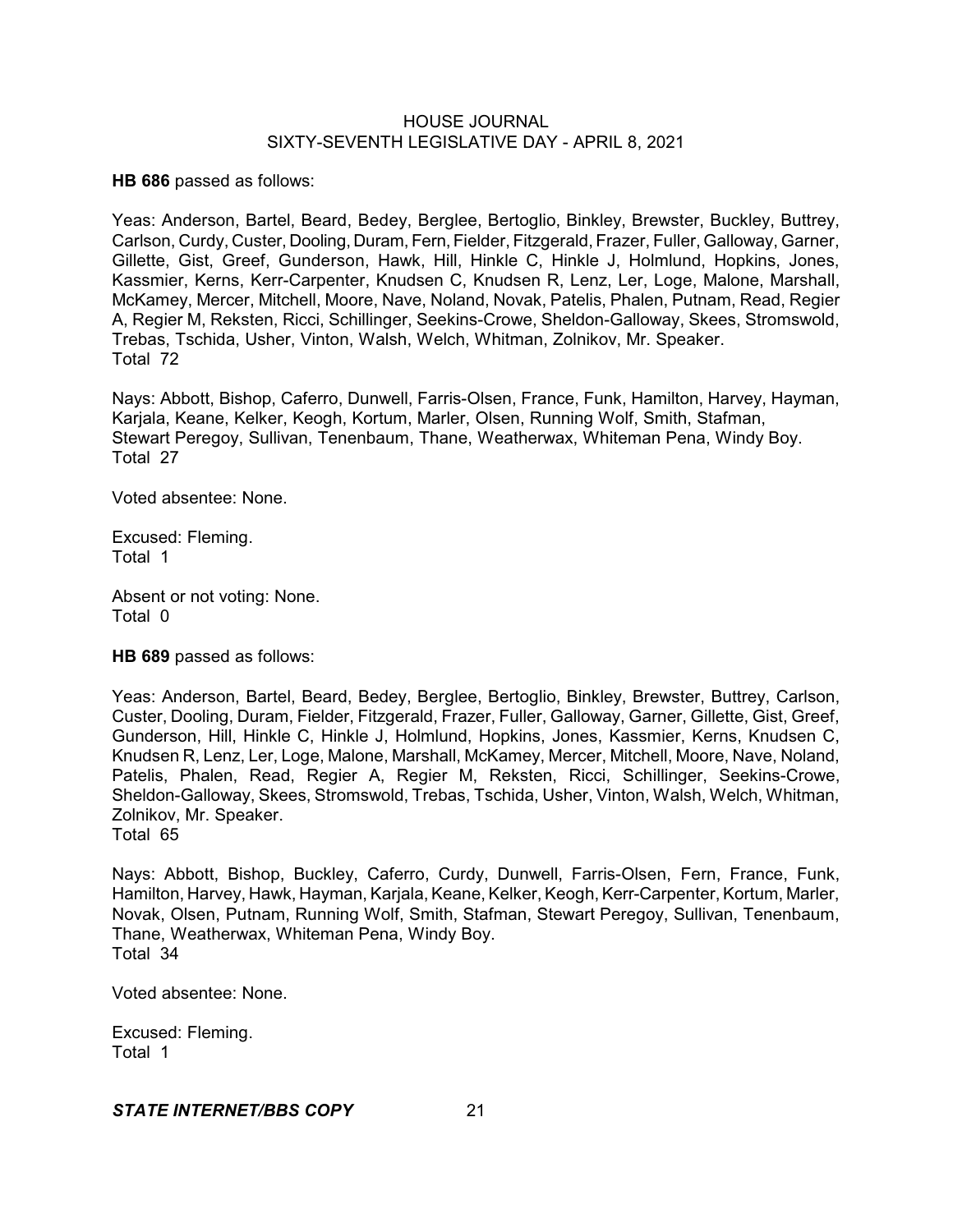**HB 686** passed as follows:

Yeas: Anderson, Bartel, Beard, Bedey, Berglee, Bertoglio, Binkley, Brewster, Buckley, Buttrey, Carlson, Curdy, Custer, Dooling, Duram, Fern, Fielder, Fitzgerald, Frazer, Fuller, Galloway, Garner, Gillette, Gist, Greef, Gunderson, Hawk, Hill, Hinkle C, Hinkle J, Holmlund, Hopkins, Jones, Kassmier, Kerns, Kerr-Carpenter, Knudsen C, Knudsen R, Lenz, Ler, Loge, Malone, Marshall, McKamey, Mercer, Mitchell, Moore, Nave, Noland, Novak, Patelis, Phalen, Putnam, Read, Regier A, Regier M, Reksten, Ricci, Schillinger, Seekins-Crowe, Sheldon-Galloway, Skees, Stromswold, Trebas, Tschida, Usher, Vinton, Walsh, Welch, Whitman, Zolnikov, Mr. Speaker.
Total 72

Nays: Abbott, Bishop, Caferro, Dunwell, Farris-Olsen, France, Funk, Hamilton, Harvey, Hayman, Karjala, Keane, Kelker, Keogh, Kortum, Marler, Olsen, Running Wolf, Smith, Stafman, Stewart Peregoy, Sullivan, Tenenbaum, Thane, Weatherwax, Whiteman Pena, Windy Boy.
Total 27

Voted absentee: None.

Excused: Fleming.
Total 1

Absent or not voting: None.
Total 0

**HB 689** passed as follows:

Yeas: Anderson, Bartel, Beard, Bedey, Berglee, Bertoglio, Binkley, Brewster, Buttrey, Carlson, Custer, Dooling, Duram, Fielder, Fitzgerald, Frazer, Fuller, Galloway, Garner, Gillette, Gist, Greef, Gunderson, Hill, Hinkle C, Hinkle J, Holmlund, Hopkins, Jones, Kassmier, Kerns, Knudsen C, Knudsen R, Lenz, Ler, Loge, Malone, Marshall, McKamey, Mercer, Mitchell, Moore, Nave, Noland, Patelis, Phalen, Read, Regier A, Regier M, Reksten, Ricci, Schillinger, Seekins-Crowe, Sheldon-Galloway, Skees, Stromswold, Trebas, Tschida, Usher, Vinton, Walsh, Welch, Whitman, Zolnikov, Mr. Speaker.
Total 65

Nays: Abbott, Bishop, Buckley, Caferro, Curdy, Dunwell, Farris-Olsen, Fern, France, Funk, Hamilton, Harvey, Hawk, Hayman, Karjala, Keane, Kelker, Keogh, Kerr-Carpenter, Kortum, Marler, Novak, Olsen, Putnam, Running Wolf, Smith, Stafman, Stewart Peregoy, Sullivan, Tenenbaum, Thane, Weatherwax, Whiteman Pena, Windy Boy.
Total 34

Voted absentee: None.

Excused: Fleming.
Total 1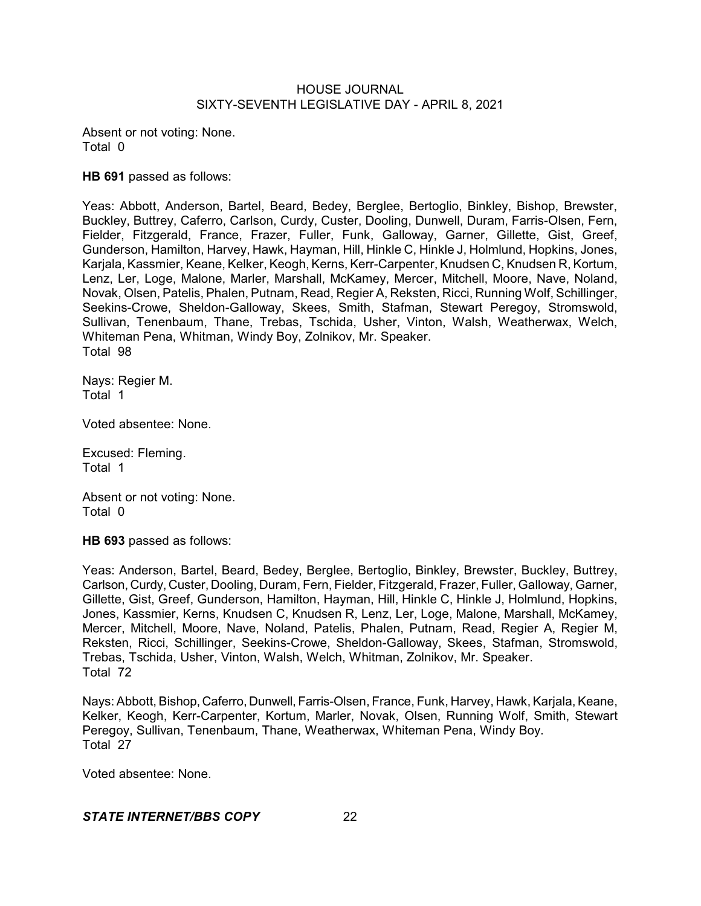Absent or not voting: None.
Total 0

**HB 691** passed as follows:

Yeas: Abbott, Anderson, Bartel, Beard, Bedey, Berglee, Bertoglio, Binkley, Bishop, Brewster, Buckley, Buttrey, Caferro, Carlson, Curdy, Custer, Dooling, Dunwell, Duram, Farris-Olsen, Fern, Fielder, Fitzgerald, France, Frazer, Fuller, Funk, Galloway, Garner, Gillette, Gist, Greef, Gunderson, Hamilton, Harvey, Hawk, Hayman, Hill, Hinkle C, Hinkle J, Holmlund, Hopkins, Jones, Karjala, Kassmier, Keane, Kelker, Keogh, Kerns, Kerr-Carpenter, Knudsen C, Knudsen R, Kortum, Lenz, Ler, Loge, Malone, Marler, Marshall, McKamey, Mercer, Mitchell, Moore, Nave, Noland, Novak, Olsen, Patelis, Phalen, Putnam, Read, Regier A, Reksten, Ricci, Running Wolf, Schillinger, Seekins-Crowe, Sheldon-Galloway, Skees, Smith, Stafman, Stewart Peregoy, Stromswold, Sullivan, Tenenbaum, Thane, Trebas, Tschida, Usher, Vinton, Walsh, Weatherwax, Welch, Whiteman Pena, Whitman, Windy Boy, Zolnikov, Mr. Speaker.
Total 98

Nays: Regier M.
Total 1

Voted absentee: None.

Excused: Fleming.
Total 1

Absent or not voting: None.
Total 0

**HB 693** passed as follows:

Yeas: Anderson, Bartel, Beard, Bedey, Berglee, Bertoglio, Binkley, Brewster, Buckley, Buttrey, Carlson, Curdy, Custer, Dooling, Duram, Fern, Fielder, Fitzgerald, Frazer, Fuller, Galloway, Garner, Gillette, Gist, Greef, Gunderson, Hamilton, Hayman, Hill, Hinkle C, Hinkle J, Holmlund, Hopkins, Jones, Kassmier, Kerns, Knudsen C, Knudsen R, Lenz, Ler, Loge, Malone, Marshall, McKamey, Mercer, Mitchell, Moore, Nave, Noland, Patelis, Phalen, Putnam, Read, Regier A, Regier M, Reksten, Ricci, Schillinger, Seekins-Crowe, Sheldon-Galloway, Skees, Stafman, Stromswold, Trebas, Tschida, Usher, Vinton, Walsh, Welch, Whitman, Zolnikov, Mr. Speaker.
Total 72

Nays: Abbott, Bishop, Caferro, Dunwell, Farris-Olsen, France, Funk, Harvey, Hawk, Karjala, Keane, Kelker, Keogh, Kerr-Carpenter, Kortum, Marler, Novak, Olsen, Running Wolf, Smith, Stewart Peregoy, Sullivan, Tenenbaum, Thane, Weatherwax, Whiteman Pena, Windy Boy.
Total 27

Voted absentee: None.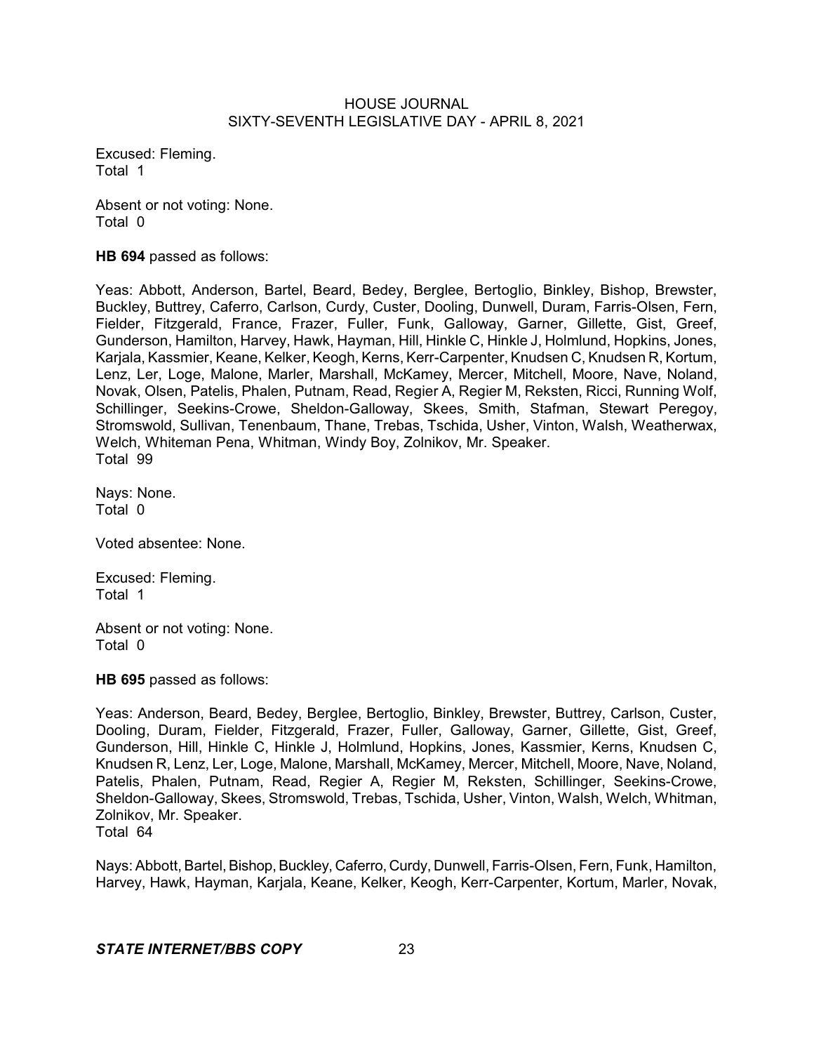Excused: Fleming.
Total 1

Absent or not voting: None.
Total 0

**HB 694** passed as follows:

Yeas: Abbott, Anderson, Bartel, Beard, Bedey, Berglee, Bertoglio, Binkley, Bishop, Brewster, Buckley, Buttrey, Caferro, Carlson, Curdy, Custer, Dooling, Dunwell, Duram, Farris-Olsen, Fern, Fielder, Fitzgerald, France, Frazer, Fuller, Funk, Galloway, Garner, Gillette, Gist, Greef, Gunderson, Hamilton, Harvey, Hawk, Hayman, Hill, Hinkle C, Hinkle J, Holmlund, Hopkins, Jones, Karjala, Kassmier, Keane, Kelker, Keogh, Kerns, Kerr-Carpenter, Knudsen C, Knudsen R, Kortum, Lenz, Ler, Loge, Malone, Marler, Marshall, McKamey, Mercer, Mitchell, Moore, Nave, Noland, Novak, Olsen, Patelis, Phalen, Putnam, Read, Regier A, Regier M, Reksten, Ricci, Running Wolf, Schillinger, Seekins-Crowe, Sheldon-Galloway, Skees, Smith, Stafman, Stewart Peregoy, Stromswold, Sullivan, Tenenbaum, Thane, Trebas, Tschida, Usher, Vinton, Walsh, Weatherwax, Welch, Whiteman Pena, Whitman, Windy Boy, Zolnikov, Mr. Speaker.
Total 99

Nays: None.
Total 0

Voted absentee: None.

Excused: Fleming.
Total 1

Absent or not voting: None.
Total 0

**HB 695** passed as follows:

Yeas: Anderson, Beard, Bedey, Berglee, Bertoglio, Binkley, Brewster, Buttrey, Carlson, Custer, Dooling, Duram, Fielder, Fitzgerald, Frazer, Fuller, Galloway, Garner, Gillette, Gist, Greef, Gunderson, Hill, Hinkle C, Hinkle J, Holmlund, Hopkins, Jones, Kassmier, Kerns, Knudsen C, Knudsen R, Lenz, Ler, Loge, Malone, Marshall, McKamey, Mercer, Mitchell, Moore, Nave, Noland, Patelis, Phalen, Putnam, Read, Regier A, Regier M, Reksten, Schillinger, Seekins-Crowe, Sheldon-Galloway, Skees, Stromswold, Trebas, Tschida, Usher, Vinton, Walsh, Welch, Whitman, Zolnikov, Mr. Speaker.
Total 64

Nays: Abbott, Bartel, Bishop, Buckley, Caferro, Curdy, Dunwell, Farris-Olsen, Fern, Funk, Hamilton, Harvey, Hawk, Hayman, Karjala, Keane, Kelker, Keogh, Kerr-Carpenter, Kortum, Marler, Novak,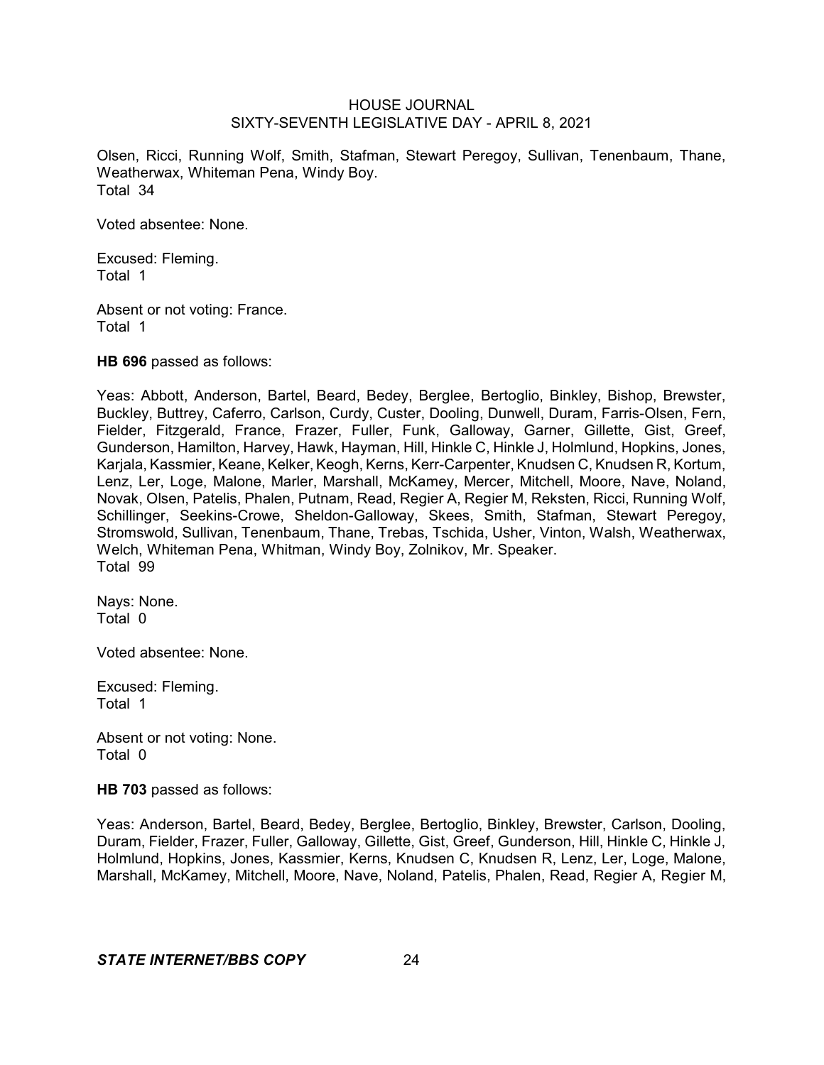Olsen, Ricci, Running Wolf, Smith, Stafman, Stewart Peregoy, Sullivan, Tenenbaum, Thane, Weatherwax, Whiteman Pena, Windy Boy.
Total 34

Voted absentee: None.

Excused: Fleming.
Total 1

Absent or not voting: France.
Total 1

**HB 696** passed as follows:

Yeas: Abbott, Anderson, Bartel, Beard, Bedey, Berglee, Bertoglio, Binkley, Bishop, Brewster, Buckley, Buttrey, Caferro, Carlson, Curdy, Custer, Dooling, Dunwell, Duram, Farris-Olsen, Fern, Fielder, Fitzgerald, France, Frazer, Fuller, Funk, Galloway, Garner, Gillette, Gist, Greef, Gunderson, Hamilton, Harvey, Hawk, Hayman, Hill, Hinkle C, Hinkle J, Holmlund, Hopkins, Jones, Karjala, Kassmier, Keane, Kelker, Keogh, Kerns, Kerr-Carpenter, Knudsen C, Knudsen R, Kortum, Lenz, Ler, Loge, Malone, Marler, Marshall, McKamey, Mercer, Mitchell, Moore, Nave, Noland, Novak, Olsen, Patelis, Phalen, Putnam, Read, Regier A, Regier M, Reksten, Ricci, Running Wolf, Schillinger, Seekins-Crowe, Sheldon-Galloway, Skees, Smith, Stafman, Stewart Peregoy, Stromswold, Sullivan, Tenenbaum, Thane, Trebas, Tschida, Usher, Vinton, Walsh, Weatherwax, Welch, Whiteman Pena, Whitman, Windy Boy, Zolnikov, Mr. Speaker.
Total 99

Nays: None.
Total 0

Voted absentee: None.

Excused: Fleming.
Total 1

Absent or not voting: None.
Total 0

**HB 703** passed as follows:

Yeas: Anderson, Bartel, Beard, Bedey, Berglee, Bertoglio, Binkley, Brewster, Carlson, Dooling, Duram, Fielder, Frazer, Fuller, Galloway, Gillette, Gist, Greef, Gunderson, Hill, Hinkle C, Hinkle J, Holmlund, Hopkins, Jones, Kassmier, Kerns, Knudsen C, Knudsen R, Lenz, Ler, Loge, Malone, Marshall, McKamey, Mitchell, Moore, Nave, Noland, Patelis, Phalen, Read, Regier A, Regier M,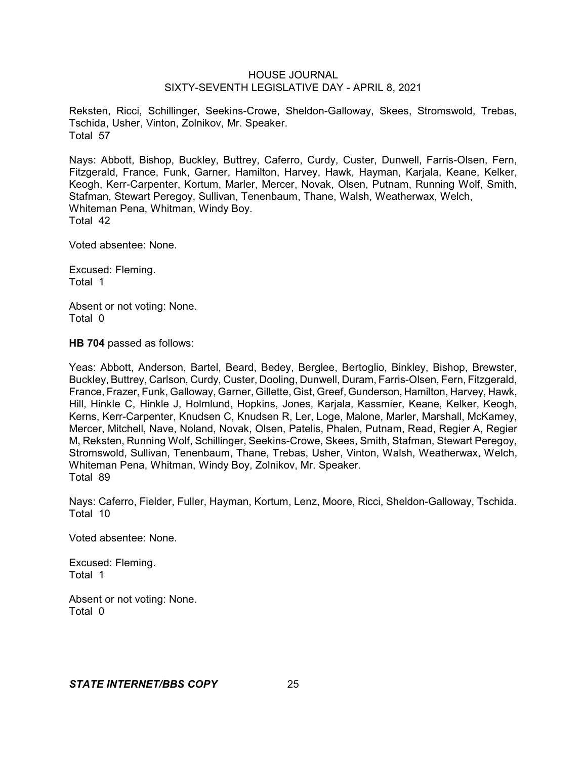Reksten, Ricci, Schillinger, Seekins-Crowe, Sheldon-Galloway, Skees, Stromswold, Trebas, Tschida, Usher, Vinton, Zolnikov, Mr. Speaker.
Total 57

Nays: Abbott, Bishop, Buckley, Buttrey, Caferro, Curdy, Custer, Dunwell, Farris-Olsen, Fern, Fitzgerald, France, Funk, Garner, Hamilton, Harvey, Hawk, Hayman, Karjala, Keane, Kelker, Keogh, Kerr-Carpenter, Kortum, Marler, Mercer, Novak, Olsen, Putnam, Running Wolf, Smith, Stafman, Stewart Peregoy, Sullivan, Tenenbaum, Thane, Walsh, Weatherwax, Welch, Whiteman Pena, Whitman, Windy Boy.
Total 42

Voted absentee: None.

Excused: Fleming.
Total 1

Absent or not voting: None.
Total 0

**HB 704** passed as follows:

Yeas: Abbott, Anderson, Bartel, Beard, Bedey, Berglee, Bertoglio, Binkley, Bishop, Brewster, Buckley, Buttrey, Carlson, Curdy, Custer, Dooling, Dunwell, Duram, Farris-Olsen, Fern, Fitzgerald, France, Frazer, Funk, Galloway, Garner, Gillette, Gist, Greef, Gunderson, Hamilton, Harvey, Hawk, Hill, Hinkle C, Hinkle J, Holmlund, Hopkins, Jones, Karjala, Kassmier, Keane, Kelker, Keogh, Kerns, Kerr-Carpenter, Knudsen C, Knudsen R, Ler, Loge, Malone, Marler, Marshall, McKamey, Mercer, Mitchell, Nave, Noland, Novak, Olsen, Patelis, Phalen, Putnam, Read, Regier A, Regier M, Reksten, Running Wolf, Schillinger, Seekins-Crowe, Skees, Smith, Stafman, Stewart Peregoy, Stromswold, Sullivan, Tenenbaum, Thane, Trebas, Usher, Vinton, Walsh, Weatherwax, Welch, Whiteman Pena, Whitman, Windy Boy, Zolnikov, Mr. Speaker.
Total 89

Nays: Caferro, Fielder, Fuller, Hayman, Kortum, Lenz, Moore, Ricci, Sheldon-Galloway, Tschida.
Total 10

Voted absentee: None.

Excused: Fleming.
Total 1

Absent or not voting: None.
Total 0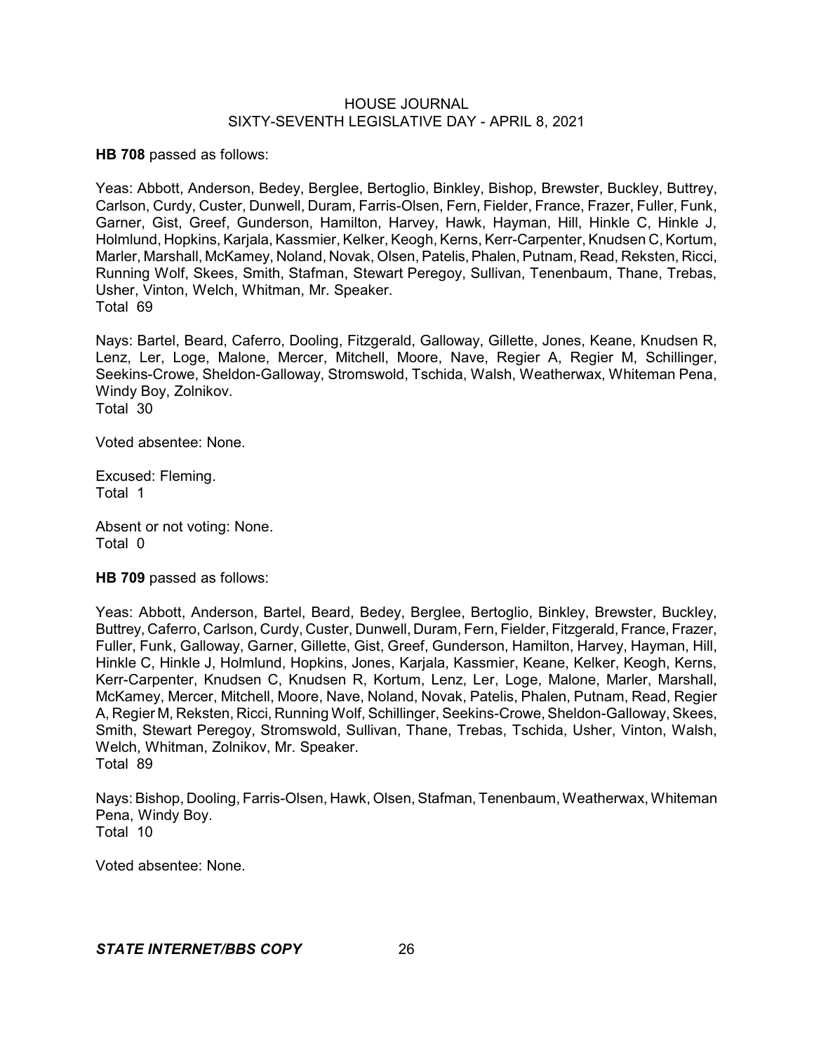**HB 708** passed as follows:

Yeas: Abbott, Anderson, Bedey, Berglee, Bertoglio, Binkley, Bishop, Brewster, Buckley, Buttrey, Carlson, Curdy, Custer, Dunwell, Duram, Farris-Olsen, Fern, Fielder, France, Frazer, Fuller, Funk, Garner, Gist, Greef, Gunderson, Hamilton, Harvey, Hawk, Hayman, Hill, Hinkle C, Hinkle J, Holmlund, Hopkins, Karjala, Kassmier, Kelker, Keogh, Kerns, Kerr-Carpenter, Knudsen C, Kortum, Marler, Marshall, McKamey, Noland, Novak, Olsen, Patelis, Phalen, Putnam, Read, Reksten, Ricci, Running Wolf, Skees, Smith, Stafman, Stewart Peregoy, Sullivan, Tenenbaum, Thane, Trebas, Usher, Vinton, Welch, Whitman, Mr. Speaker.
Total 69

Nays: Bartel, Beard, Caferro, Dooling, Fitzgerald, Galloway, Gillette, Jones, Keane, Knudsen R, Lenz, Ler, Loge, Malone, Mercer, Mitchell, Moore, Nave, Regier A, Regier M, Schillinger, Seekins-Crowe, Sheldon-Galloway, Stromswold, Tschida, Walsh, Weatherwax, Whiteman Pena, Windy Boy, Zolnikov.
Total 30

Voted absentee: None.

Excused: Fleming.
Total 1

Absent or not voting: None.
Total 0

**HB 709** passed as follows:

Yeas: Abbott, Anderson, Bartel, Beard, Bedey, Berglee, Bertoglio, Binkley, Brewster, Buckley, Buttrey, Caferro, Carlson, Curdy, Custer, Dunwell, Duram, Fern, Fielder, Fitzgerald, France, Frazer, Fuller, Funk, Galloway, Garner, Gillette, Gist, Greef, Gunderson, Hamilton, Harvey, Hayman, Hill, Hinkle C, Hinkle J, Holmlund, Hopkins, Jones, Karjala, Kassmier, Keane, Kelker, Keogh, Kerns, Kerr-Carpenter, Knudsen C, Knudsen R, Kortum, Lenz, Ler, Loge, Malone, Marler, Marshall, McKamey, Mercer, Mitchell, Moore, Nave, Noland, Novak, Patelis, Phalen, Putnam, Read, Regier A, Regier M, Reksten, Ricci, Running Wolf, Schillinger, Seekins-Crowe, Sheldon-Galloway, Skees, Smith, Stewart Peregoy, Stromswold, Sullivan, Thane, Trebas, Tschida, Usher, Vinton, Walsh, Welch, Whitman, Zolnikov, Mr. Speaker.
Total 89

Nays: Bishop, Dooling, Farris-Olsen, Hawk, Olsen, Stafman, Tenenbaum, Weatherwax, Whiteman Pena, Windy Boy.
Total 10

Voted absentee: None.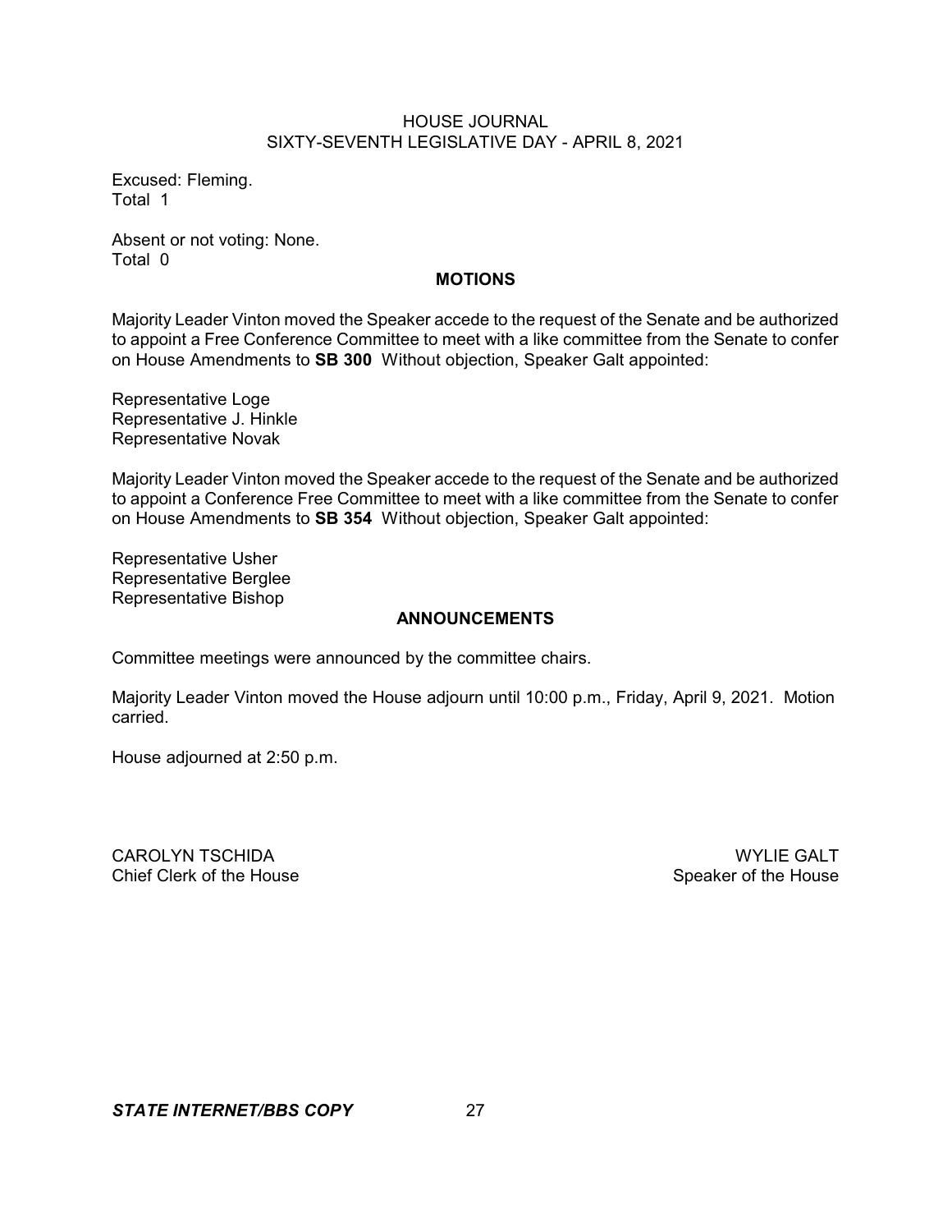Excused: Fleming.
Total 1

Absent or not voting: None.
Total 0

## MOTIONS

Majority Leader Vinton moved the Speaker accede to the request of the Senate and be authorized to appoint a Free Conference Committee to meet with a like committee from the Senate to confer on House Amendments to **SB 300** Without objection, Speaker Galt appointed:

Representative Loge
Representative J. Hinkle
Representative Novak

Majority Leader Vinton moved the Speaker accede to the request of the Senate and be authorized to appoint a Conference Free Committee to meet with a like committee from the Senate to confer on House Amendments to **SB 354** Without objection, Speaker Galt appointed:

Representative Usher
Representative Berglee
Representative Bishop

## ANNOUNCEMENTS

Committee meetings were announced by the committee chairs.

Majority Leader Vinton moved the House adjourn until 10:00 p.m., Friday, April 9, 2021. Motion carried.

House adjourned at 2:50 p.m.

CAROLYN TSCHIDA
Chief Clerk of the House

WYLIE GALT
Speaker of the House